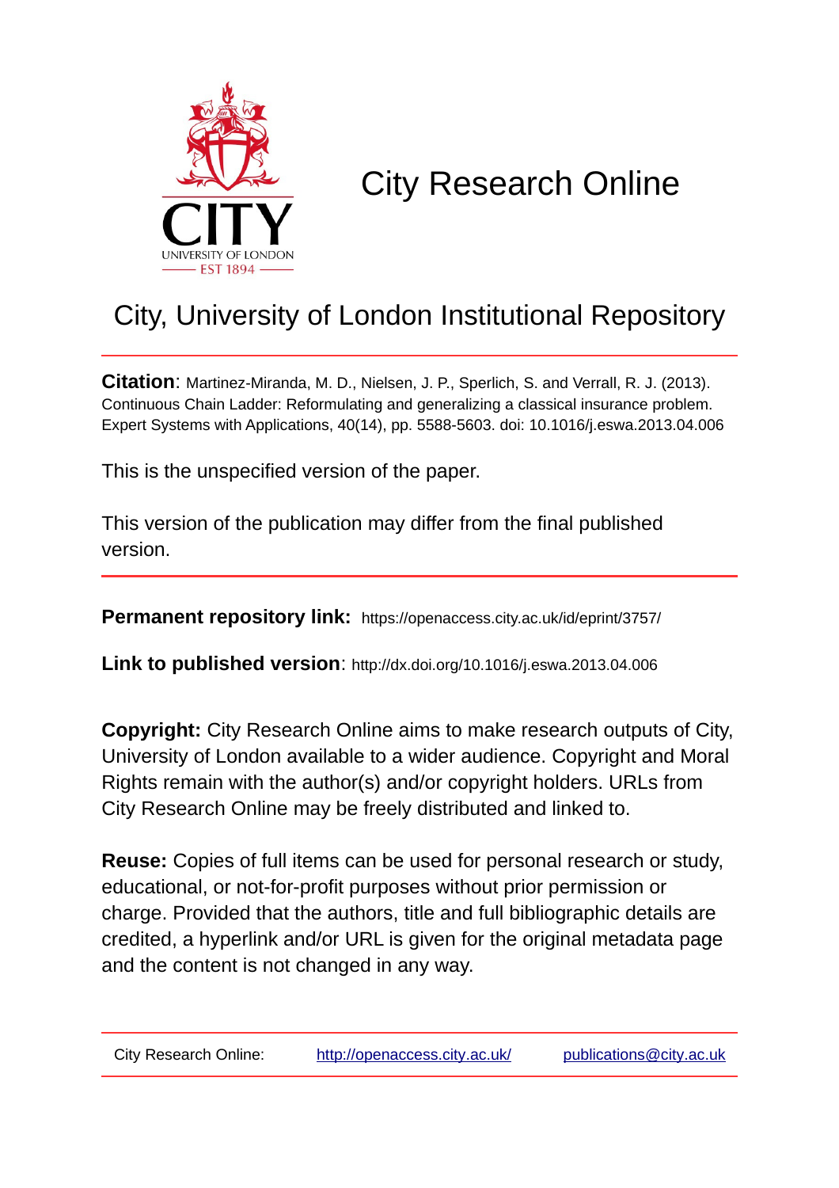# City Research Online

## City, University of London Institutional Repository

**Citation**: Martinez-Miranda, M. D., Nielsen, J. P., Sperlich, S. and Verrall, R. J. (2013). Continuous Chain Ladder: Reformulating and generalizing a classical insurance problem. Expert Systems with Applications, 40(14), pp. 5588-5603. doi: 10.1016/j.eswa.2013.04.006

This is the unspecified version of the paper.

This version of the publication may differ from the final published version.

**Permanent repository link:** https://openaccess.city.ac.uk/id/eprint/3757/

**Link to published version**: http://dx.doi.org/10.1016/j.eswa.2013.04.006

**Copyright:** City Research Online aims to make research outputs of City, University of London available to a wider audience. Copyright and Moral Rights remain with the author(s) and/or copyright holders. URLs from City Research Online may be freely distributed and linked to.

**Reuse:** Copies of full items can be used for personal research or study, educational, or not-for-profit purposes without prior permission or charge. Provided that the authors, title and full bibliographic details are credited, a hyperlink and/or URL is given for the original metadata page and the content is not changed in any way.

City Research Online: http://openaccess.city.ac.uk/ publications@city.ac.uk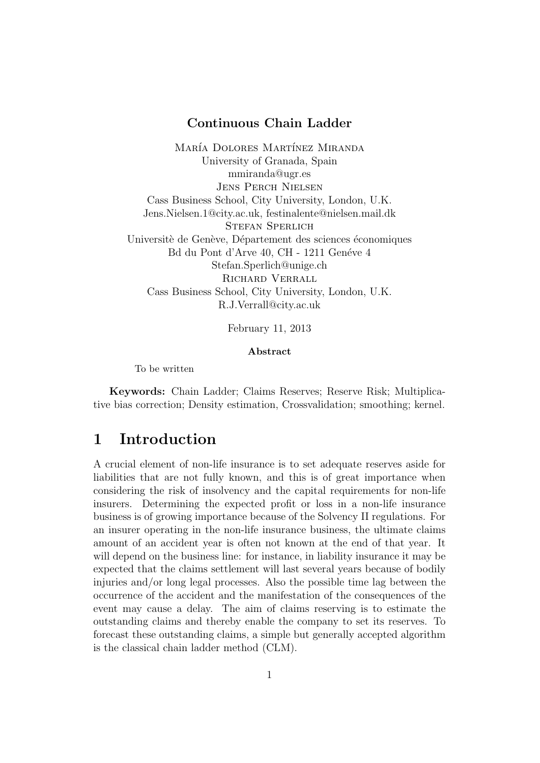# Continuous Chain Ladder

María Dolores Martínez Miranda  
University of Granada, Spain  
mmiranda@ugr.es  
Jens Perch Nielsen  
Cass Business School, City University, London, U.K.  
Jens.Nielsen.1@city.ac.uk, festinalente@nielsen.mail.dk  
Stefan Sperlich  
Universitè de Genève, Département des sciences économiques  
Bd du Pont d'Arve 40, CH - 1211 Genéve 4  
Stefan.Sperlich@unige.ch  
Richard Verrall  
Cass Business School, City University, London, U.K.  
R.J.Verrall@city.ac.uk

February 11, 2013

**Abstract**

To be written

**Keywords:** Chain Ladder; Claims Reserves; Reserve Risk; Multiplicative bias correction; Density estimation, Crossvalidation; smoothing; kernel.

## 1 Introduction

A crucial element of non-life insurance is to set adequate reserves aside for liabilities that are not fully known, and this is of great importance when considering the risk of insolvency and the capital requirements for non-life insurers. Determining the expected profit or loss in a non-life insurance business is of growing importance because of the Solvency II regulations. For an insurer operating in the non-life insurance business, the ultimate claims amount of an accident year is often not known at the end of that year. It will depend on the business line: for instance, in liability insurance it may be expected that the claims settlement will last several years because of bodily injuries and/or long legal processes. Also the possible time lag between the occurrence of the accident and the manifestation of the consequences of the event may cause a delay. The aim of claims reserving is to estimate the outstanding claims and thereby enable the company to set its reserves. To forecast these outstanding claims, a simple but generally accepted algorithm is the classical chain ladder method (CLM).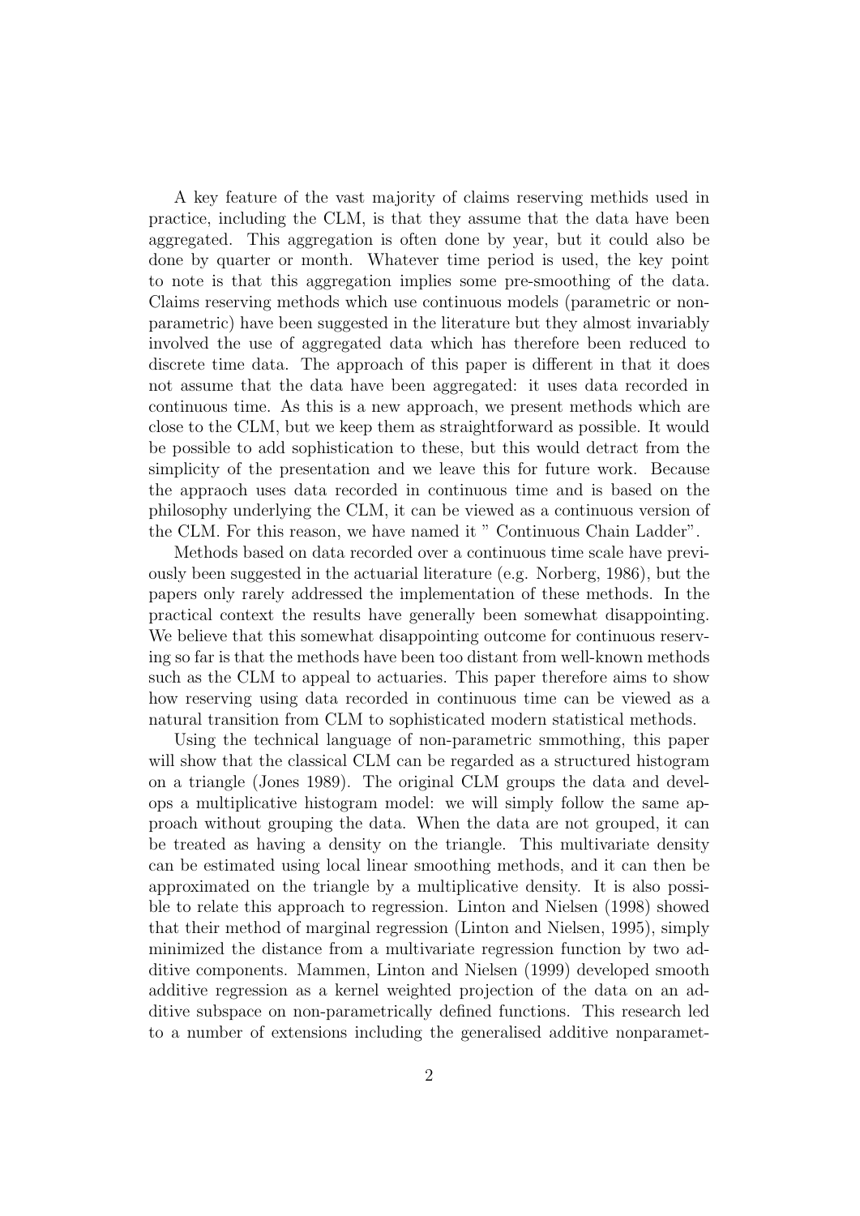A key feature of the vast majority of claims reserving methids used in practice, including the CLM, is that they assume that the data have been aggregated. This aggregation is often done by year, but it could also be done by quarter or month. Whatever time period is used, the key point to note is that this aggregation implies some pre-smoothing of the data. Claims reserving methods which use continuous models (parametric or non-parametric) have been suggested in the literature but they almost invariably involved the use of aggregated data which has therefore been reduced to discrete time data. The approach of this paper is different in that it does not assume that the data have been aggregated: it uses data recorded in continuous time. As this is a new approach, we present methods which are close to the CLM, but we keep them as straightforward as possible. It would be possible to add sophistication to these, but this would detract from the simplicity of the presentation and we leave this for future work. Because the appraoch uses data recorded in continuous time and is based on the philosophy underlying the CLM, it can be viewed as a continuous version of the CLM. For this reason, we have named it " Continuous Chain Ladder".

Methods based on data recorded over a continuous time scale have previously been suggested in the actuarial literature (e.g. Norberg, 1986), but the papers only rarely addressed the implementation of these methods. In the practical context the results have generally been somewhat disappointing. We believe that this somewhat disappointing outcome for continuous reserving so far is that the methods have been too distant from well-known methods such as the CLM to appeal to actuaries. This paper therefore aims to show how reserving using data recorded in continuous time can be viewed as a natural transition from CLM to sophisticated modern statistical methods.

Using the technical language of non-parametric smmothing, this paper will show that the classical CLM can be regarded as a structured histogram on a triangle (Jones 1989). The original CLM groups the data and develops a multiplicative histogram model: we will simply follow the same approach without grouping the data. When the data are not grouped, it can be treated as having a density on the triangle. This multivariate density can be estimated using local linear smoothing methods, and it can then be approximated on the triangle by a multiplicative density. It is also possible to relate this approach to regression. Linton and Nielsen (1998) showed that their method of marginal regression (Linton and Nielsen, 1995), simply minimized the distance from a multivariate regression function by two additive components. Mammen, Linton and Nielsen (1999) developed smooth additive regression as a kernel weighted projection of the data on an additive subspace on non-parametrically defined functions. This research led to a number of extensions including the generalised additive nonparamet-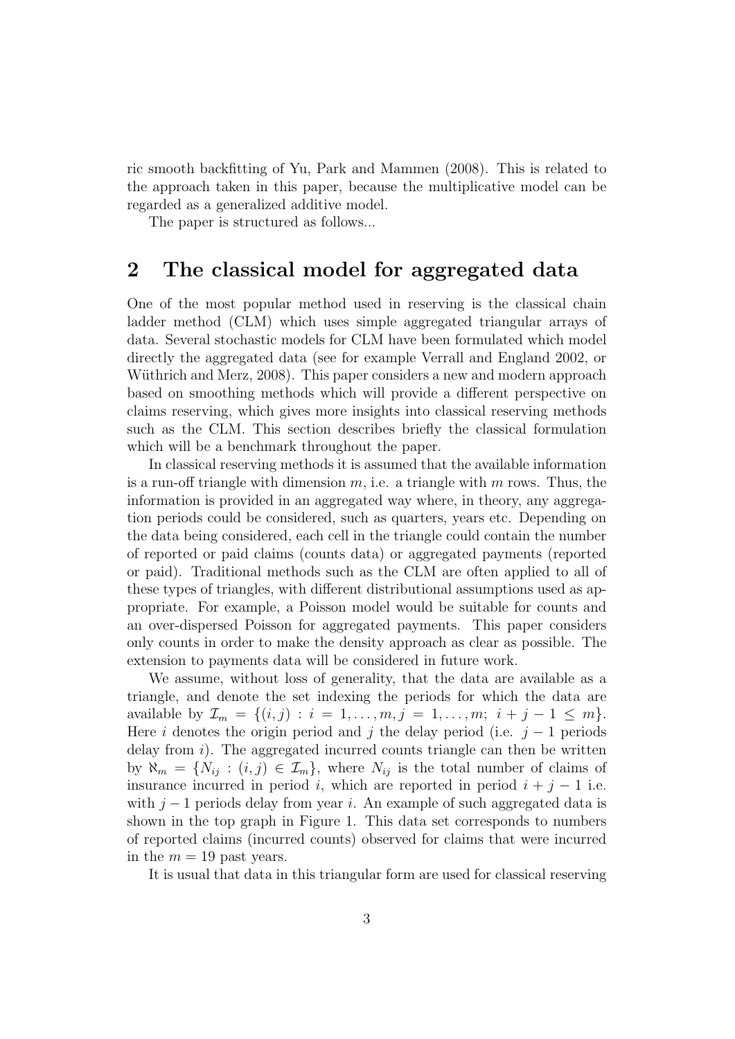ric smooth backfitting of Yu, Park and Mammen (2008). This is related to the approach taken in this paper, because the multiplicative model can be regarded as a generalized additive model.

The paper is structured as follows...

## 2 The classical model for aggregated data

One of the most popular method used in reserving is the classical chain ladder method (CLM) which uses simple aggregated triangular arrays of data. Several stochastic models for CLM have been formulated which model directly the aggregated data (see for example Verrall and England 2002, or Wüthrich and Merz, 2008). This paper considers a new and modern approach based on smoothing methods which will provide a different perspective on claims reserving, which gives more insights into classical reserving methods such as the CLM. This section describes briefly the classical formulation which will be a benchmark throughout the paper.

In classical reserving methods it is assumed that the available information is a run-off triangle with dimension $m$, i.e. a triangle with $m$ rows. Thus, the information is provided in an aggregated way where, in theory, any aggregation periods could be considered, such as quarters, years etc. Depending on the data being considered, each cell in the triangle could contain the number of reported or paid claims (counts data) or aggregated payments (reported or paid). Traditional methods such as the CLM are often applied to all of these types of triangles, with different distributional assumptions used as appropriate. For example, a Poisson model would be suitable for counts and an over-dispersed Poisson for aggregated payments. This paper considers only counts in order to make the density approach as clear as possible. The extension to payments data will be considered in future work.

We assume, without loss of generality, that the data are available as a triangle, and denote the set indexing the periods for which the data are available by $\mathcal{I}_m = \{(i,j) : i = 1, \ldots, m, j = 1, \ldots, m;\ i + j - 1 \leq m\}$. Here $i$ denotes the origin period and $j$ the delay period (i.e. $j-1$ periods delay from $i$). The aggregated incurred counts triangle can then be written by $\aleph_m = \{N_{ij} : (i,j) \in \mathcal{I}_m\}$, where $N_{ij}$ is the total number of claims of insurance incurred in period $i$, which are reported in period $i + j - 1$ i.e. with $j - 1$ periods delay from year $i$. An example of such aggregated data is shown in the top graph in Figure 1. This data set corresponds to numbers of reported claims (incurred counts) observed for claims that were incurred in the $m = 19$ past years.

It is usual that data in this triangular form are used for classical reserving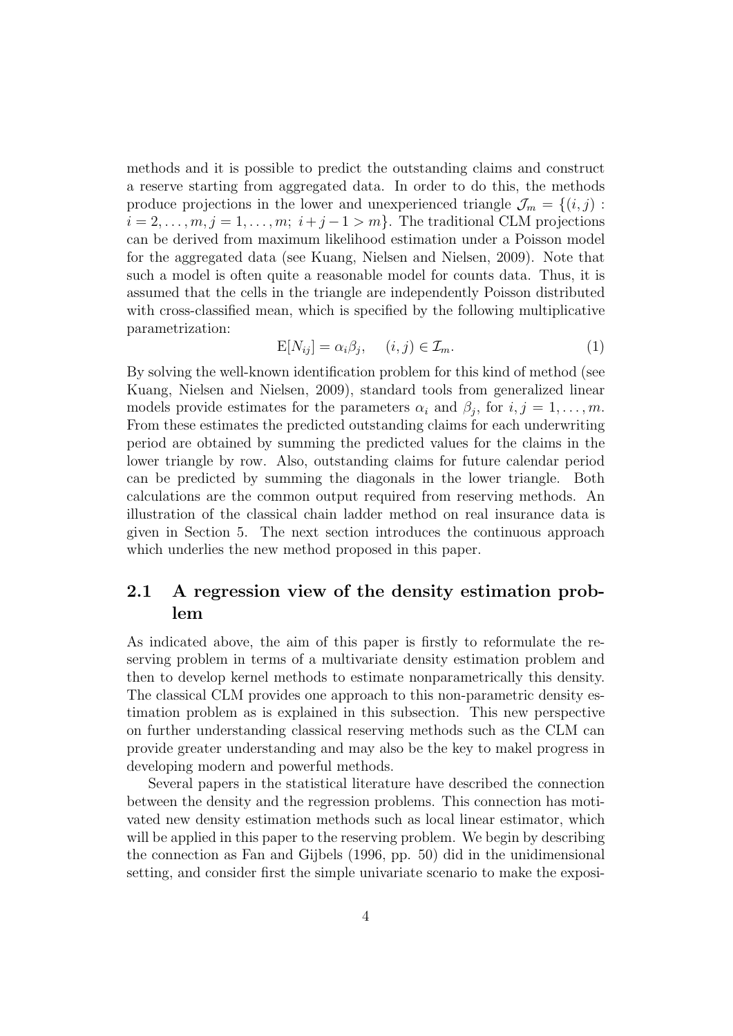methods and it is possible to predict the outstanding claims and construct a reserve starting from aggregated data. In order to do this, the methods produce projections in the lower and unexperienced triangle $\mathcal{J}_m = \{(i,j) : i = 2, \ldots, m, j = 1, \ldots, m;\ i + j - 1 > m\}$. The traditional CLM projections can be derived from maximum likelihood estimation under a Poisson model for the aggregated data (see Kuang, Nielsen and Nielsen, 2009). Note that such a model is often quite a reasonable model for counts data. Thus, it is assumed that the cells in the triangle are independently Poisson distributed with cross-classified mean, which is specified by the following multiplicative parametrization:

$$\mathrm{E}[N_{ij}] = \alpha_i \beta_j, \quad (i,j) \in \mathcal{I}_m. \tag{1}$$

By solving the well-known identification problem for this kind of method (see Kuang, Nielsen and Nielsen, 2009), standard tools from generalized linear models provide estimates for the parameters $\alpha_i$ and $\beta_j$, for $i, j = 1, \ldots, m$. From these estimates the predicted outstanding claims for each underwriting period are obtained by summing the predicted values for the claims in the lower triangle by row. Also, outstanding claims for future calendar period can be predicted by summing the diagonals in the lower triangle. Both calculations are the common output required from reserving methods. An illustration of the classical chain ladder method on real insurance data is given in Section 5. The next section introduces the continuous approach which underlies the new method proposed in this paper.

## 2.1 A regression view of the density estimation problem

As indicated above, the aim of this paper is firstly to reformulate the reserving problem in terms of a multivariate density estimation problem and then to develop kernel methods to estimate nonparametrically this density. The classical CLM provides one approach to this non-parametric density estimation problem as is explained in this subsection. This new perspective on further understanding classical reserving methods such as the CLM can provide greater understanding and may also be the key to makel progress in developing modern and powerful methods.

Several papers in the statistical literature have described the connection between the density and the regression problems. This connection has motivated new density estimation methods such as local linear estimator, which will be applied in this paper to the reserving problem. We begin by describing the connection as Fan and Gijbels (1996, pp. 50) did in the unidimensional setting, and consider first the simple univariate scenario to make the exposi-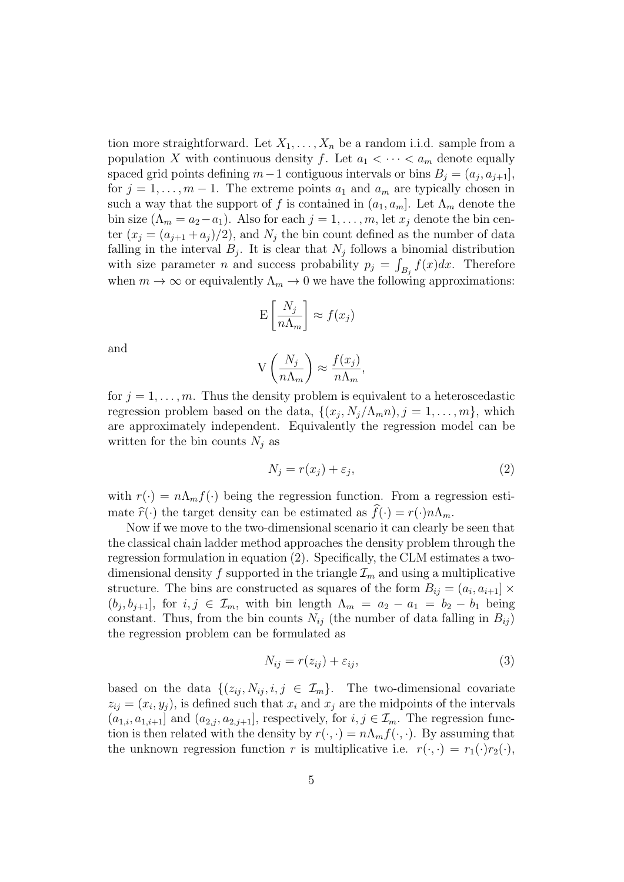tion more straightforward. Let $X_1, \dots, X_n$ be a random i.i.d. sample from a population $X$ with continuous density $f$. Let $a_1 < \cdots < a_m$ denote equally spaced grid points defining $m-1$ contiguous intervals or bins $B_j = (a_j, a_{j+1}]$, for $j = 1, \dots, m-1$. The extreme points $a_1$ and $a_m$ are typically chosen in such a way that the support of $f$ is contained in $(a_1, a_m]$. Let $\Lambda_m$ denote the bin size ($\Lambda_m = a_2 - a_1$). Also for each $j = 1, \dots, m$, let $x_j$ denote the bin center ($x_j = (a_{j+1} + a_j)/2$), and $N_j$ the bin count defined as the number of data falling in the interval $B_j$. It is clear that $N_j$ follows a binomial distribution with size parameter $n$ and success probability $p_j = \int_{B_j} f(x)dx$. Therefore when $m \to \infty$ or equivalently $\Lambda_m \to 0$ we have the following approximations:

$$\mathrm{E}\left[\frac{N_j}{n\Lambda_m}\right] \approx f(x_j)$$

and

$$\mathrm{V}\left(\frac{N_j}{n\Lambda_m}\right) \approx \frac{f(x_j)}{n\Lambda_m},$$

for $j = 1, \dots, m$. Thus the density problem is equivalent to a heteroscedastic regression problem based on the data, $\{(x_j, N_j/\Lambda_m n), j = 1, \dots, m\}$, which are approximately independent. Equivalently the regression model can be written for the bin counts $N_j$ as

$$N_j = r(x_j) + \varepsilon_j, \tag{2}$$

with $r(\cdot) = n\Lambda_m f(\cdot)$ being the regression function. From a regression estimate $\widehat{r}(\cdot)$ the target density can be estimated as $\widehat{f}(\cdot) = r(\cdot)n\Lambda_m$.

Now if we move to the two-dimensional scenario it can clearly be seen that the classical chain ladder method approaches the density problem through the regression formulation in equation (2). Specifically, the CLM estimates a two-dimensional density $f$ supported in the triangle $\mathcal{I}_m$ and using a multiplicative structure. The bins are constructed as squares of the form $B_{ij} = (a_i, a_{i+1}] \times (b_j, b_{j+1}]$, for $i, j \in \mathcal{I}_m$, with bin length $\Lambda_m = a_2 - a_1 = b_2 - b_1$ being constant. Thus, from the bin counts $N_{ij}$ (the number of data falling in $B_{ij}$) the regression problem can be formulated as

$$N_{ij} = r(z_{ij}) + \varepsilon_{ij}, \tag{3}$$

based on the data $\{(z_{ij}, N_{ij}, i, j \in \mathcal{I}_m\}$. The two-dimensional covariate $z_{ij} = (x_i, y_j)$, is defined such that $x_i$ and $x_j$ are the midpoints of the intervals $(a_{1,i}, a_{1,i+1}]$ and $(a_{2,j}, a_{2,j+1}]$, respectively, for $i, j \in \mathcal{I}_m$. The regression function is then related with the density by $r(\cdot, \cdot) = n\Lambda_m f(\cdot, \cdot)$. By assuming that the unknown regression function $r$ is multiplicative i.e. $r(\cdot, \cdot) = r_1(\cdot)r_2(\cdot)$,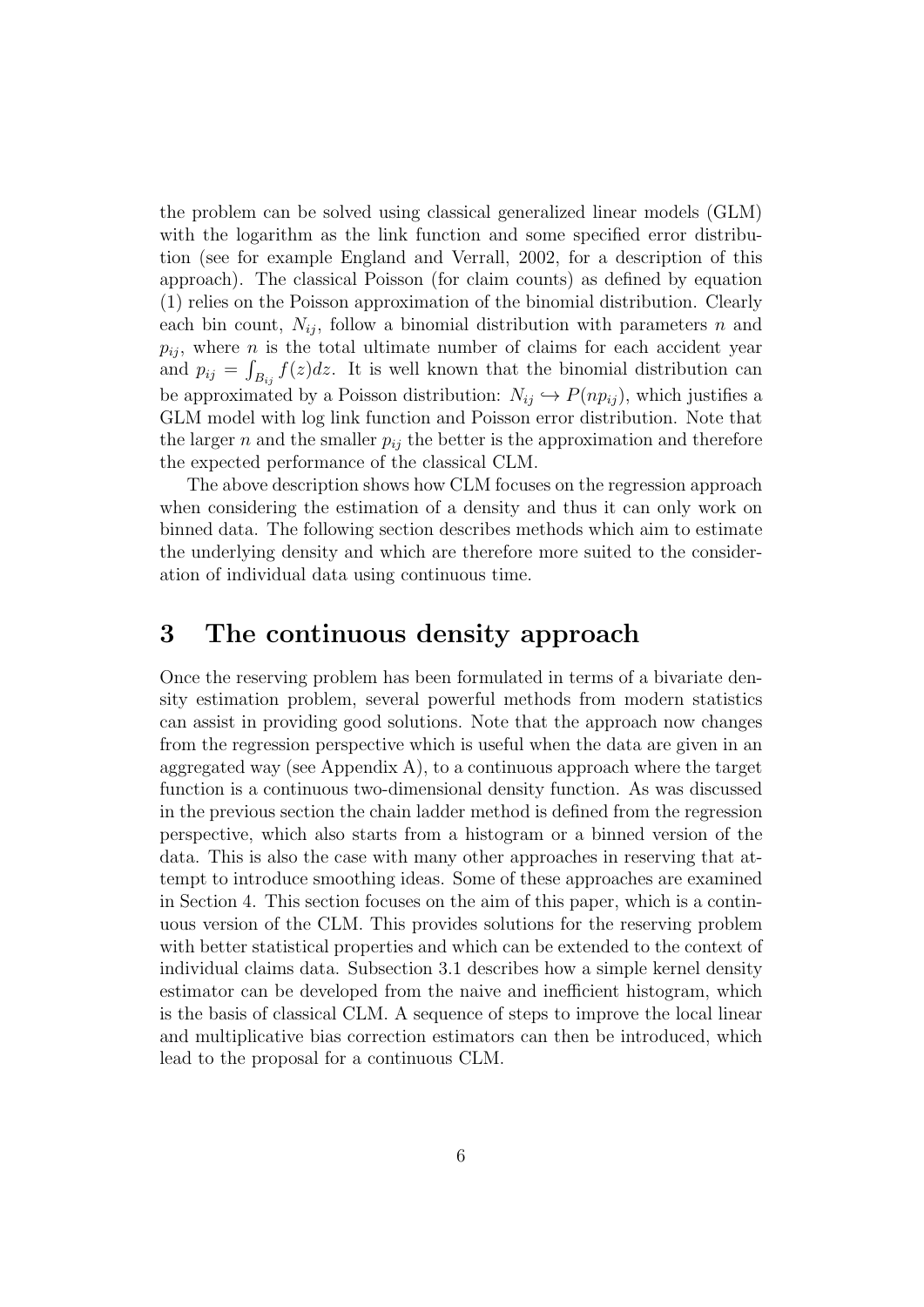the problem can be solved using classical generalized linear models (GLM) with the logarithm as the link function and some specified error distribution (see for example England and Verrall, 2002, for a description of this approach). The classical Poisson (for claim counts) as defined by equation (1) relies on the Poisson approximation of the binomial distribution. Clearly each bin count, $N_{ij}$, follow a binomial distribution with parameters $n$ and $p_{ij}$, where $n$ is the total ultimate number of claims for each accident year and $p_{ij} = \int_{B_{ij}} f(z)dz$. It is well known that the binomial distribution can be approximated by a Poisson distribution: $N_{ij} \hookrightarrow P(np_{ij})$, which justifies a GLM model with log link function and Poisson error distribution. Note that the larger $n$ and the smaller $p_{ij}$ the better is the approximation and therefore the expected performance of the classical CLM.

The above description shows how CLM focuses on the regression approach when considering the estimation of a density and thus it can only work on binned data. The following section describes methods which aim to estimate the underlying density and which are therefore more suited to the consideration of individual data using continuous time.

# 3 The continuous density approach

Once the reserving problem has been formulated in terms of a bivariate density estimation problem, several powerful methods from modern statistics can assist in providing good solutions. Note that the approach now changes from the regression perspective which is useful when the data are given in an aggregated way (see Appendix A), to a continuous approach where the target function is a continuous two-dimensional density function. As was discussed in the previous section the chain ladder method is defined from the regression perspective, which also starts from a histogram or a binned version of the data. This is also the case with many other approaches in reserving that attempt to introduce smoothing ideas. Some of these approaches are examined in Section 4. This section focuses on the aim of this paper, which is a continuous version of the CLM. This provides solutions for the reserving problem with better statistical properties and which can be extended to the context of individual claims data. Subsection 3.1 describes how a simple kernel density estimator can be developed from the naive and inefficient histogram, which is the basis of classical CLM. A sequence of steps to improve the local linear and multiplicative bias correction estimators can then be introduced, which lead to the proposal for a continuous CLM.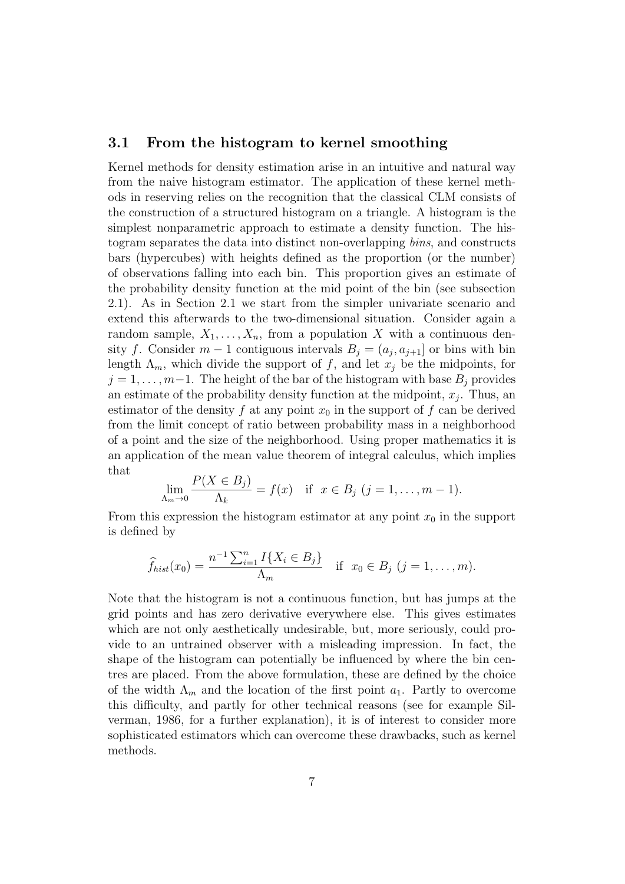## 3.1 From the histogram to kernel smoothing

Kernel methods for density estimation arise in an intuitive and natural way from the naive histogram estimator. The application of these kernel methods in reserving relies on the recognition that the classical CLM consists of the construction of a structured histogram on a triangle. A histogram is the simplest nonparametric approach to estimate a density function. The histogram separates the data into distinct non-overlapping *bins*, and constructs bars (hypercubes) with heights defined as the proportion (or the number) of observations falling into each bin. This proportion gives an estimate of the probability density function at the mid point of the bin (see subsection 2.1). As in Section 2.1 we start from the simpler univariate scenario and extend this afterwards to the two-dimensional situation. Consider again a random sample, $X_1, \dots, X_n$, from a population $X$ with a continuous density $f$. Consider $m-1$ contiguous intervals $B_j = (a_j, a_{j+1}]$ or bins with bin length $\Lambda_m$, which divide the support of $f$, and let $x_j$ be the midpoints, for $j = 1, \dots, m-1$. The height of the bar of the histogram with base $B_j$ provides an estimate of the probability density function at the midpoint, $x_j$. Thus, an estimator of the density $f$ at any point $x_0$ in the support of $f$ can be derived from the limit concept of ratio between probability mass in a neighborhood of a point and the size of the neighborhood. Using proper mathematics it is an application of the mean value theorem of integral calculus, which implies that

$$\lim_{\Lambda_m \to 0} \frac{P(X \in B_j)}{\Lambda_k} = f(x) \quad \text{if} \;\; x \in B_j \;\; (j = 1, \dots, m-1).$$

From this expression the histogram estimator at any point $x_0$ in the support is defined by

$$\widehat{f}_{hist}(x_0) = \frac{n^{-1} \sum_{i=1}^{n} I\{X_i \in B_j\}}{\Lambda_m} \quad \text{if} \;\; x_0 \in B_j \;\; (j = 1, \dots, m).$$

Note that the histogram is not a continuous function, but has jumps at the grid points and has zero derivative everywhere else. This gives estimates which are not only aesthetically undesirable, but, more seriously, could provide to an untrained observer with a misleading impression. In fact, the shape of the histogram can potentially be influenced by where the bin centres are placed. From the above formulation, these are defined by the choice of the width $\Lambda_m$ and the location of the first point $a_1$. Partly to overcome this difficulty, and partly for other technical reasons (see for example Silverman, 1986, for a further explanation), it is of interest to consider more sophisticated estimators which can overcome these drawbacks, such as kernel methods.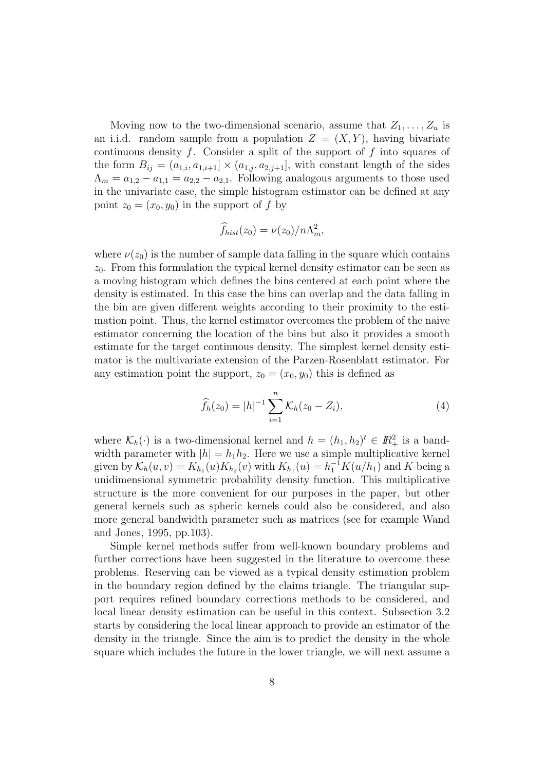Moving now to the two-dimensional scenario, assume that $Z_1, \ldots, Z_n$ is an i.i.d. random sample from a population $Z = (X, Y)$, having bivariate continuous density $f$. Consider a split of the support of $f$ into squares of the form $B_{ij} = (a_{1,i}, a_{1,i+1}] \times (a_{1,j}, a_{2,j+1}]$, with constant length of the sides $\Lambda_m = a_{1,2} - a_{1,1} = a_{2,2} - a_{2,1}$. Following analogous arguments to those used in the univariate case, the simple histogram estimator can be defined at any point $z_0 = (x_0, y_0)$ in the support of $f$ by

$$\widehat{f}_{hist}(z_0) = \nu(z_0)/n\Lambda_m^2,$$

where $\nu(z_0)$ is the number of sample data falling in the square which contains $z_0$. From this formulation the typical kernel density estimator can be seen as a moving histogram which defines the bins centered at each point where the density is estimated. In this case the bins can overlap and the data falling in the bin are given different weights according to their proximity to the estimation point. Thus, the kernel estimator overcomes the problem of the naive estimator concerning the location of the bins but also it provides a smooth estimate for the target continuous density. The simplest kernel density estimator is the multivariate extension of the Parzen-Rosenblatt estimator. For any estimation point the support, $z_0 = (x_0, y_0)$ this is defined as

$$\widehat{f}_h(z_0) = |h|^{-1} \sum_{i=1}^{n} \mathcal{K}_h(z_0 - Z_i), \tag{4}$$

where $\mathcal{K}_h(\cdot)$ is a two-dimensional kernel and $h = (h_1, h_2)^t \in \mathbb{R}_+^2$ is a bandwidth parameter with $|h| = h_1 h_2$. Here we use a simple multiplicative kernel given by $\mathcal{K}_h(u, v) = K_{h_1}(u) K_{h_2}(v)$ with $K_{h_1}(u) = h_1^{-1} K(u/h_1)$ and $K$ being a unidimensional symmetric probability density function. This multiplicative structure is the more convenient for our purposes in the paper, but other general kernels such as spheric kernels could also be considered, and also more general bandwidth parameter such as matrices (see for example Wand and Jones, 1995, pp.103).

Simple kernel methods suffer from well-known boundary problems and further corrections have been suggested in the literature to overcome these problems. Reserving can be viewed as a typical density estimation problem in the boundary region defined by the claims triangle. The triangular support requires refined boundary corrections methods to be considered, and local linear density estimation can be useful in this context. Subsection 3.2 starts by considering the local linear approach to provide an estimator of the density in the triangle. Since the aim is to predict the density in the whole square which includes the future in the lower triangle, we will next assume a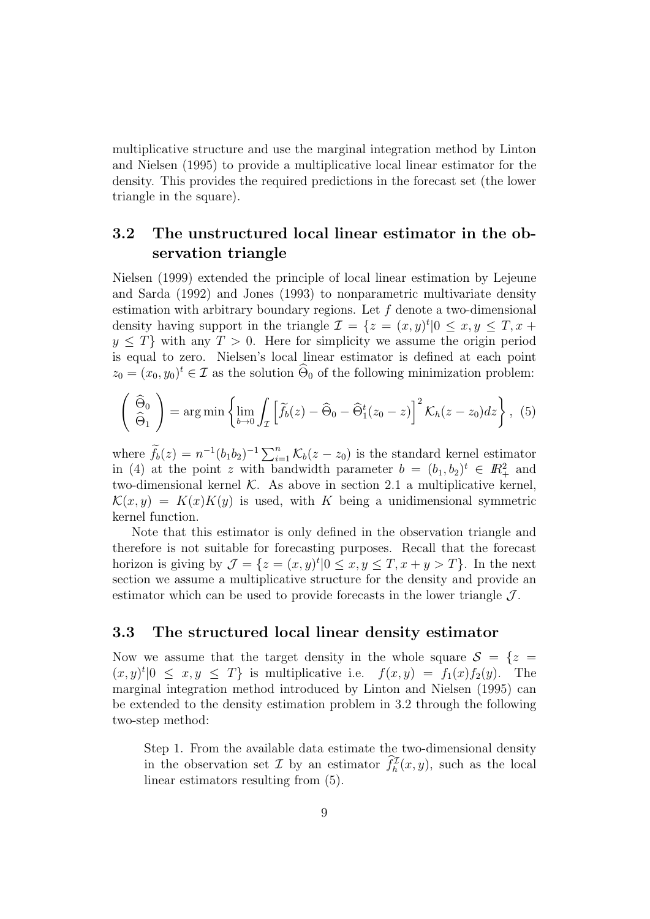multiplicative structure and use the marginal integration method by Linton and Nielsen (1995) to provide a multiplicative local linear estimator for the density. This provides the required predictions in the forecast set (the lower triangle in the square).

### 3.2 The unstructured local linear estimator in the observation triangle

Nielsen (1999) extended the principle of local linear estimation by Lejeune and Sarda (1992) and Jones (1993) to nonparametric multivariate density estimation with arbitrary boundary regions. Let $f$ denote a two-dimensional density having support in the triangle $\mathcal{I} = \{z = (x, y)^t | 0 \leq x, y \leq T, x + y \leq T\}$ with any $T > 0$. Here for simplicity we assume the origin period is equal to zero. Nielsen's local linear estimator is defined at each point $z_0 = (x_0, y_0)^t \in \mathcal{I}$ as the solution $\widehat{\Theta}_0$ of the following minimization problem:

$$\left( \begin{array}{c} \widehat{\Theta}_0 \\ \widehat{\Theta}_1 \end{array} \right) = \arg\min \left\{ \lim_{b \to 0} \int_{\mathcal{I}} \left[ \widetilde{f}_b(z) - \widehat{\Theta}_0 - \widehat{\Theta}_1^t (z_0 - z) \right]^2 \mathcal{K}_h(z - z_0) dz \right\}, \quad (5)$$

where $\widetilde{f}_b(z) = n^{-1}(b_1 b_2)^{-1} \sum_{i=1}^n \mathcal{K}_b(z - z_0)$ is the standard kernel estimator in (4) at the point $z$ with bandwidth parameter $b = (b_1, b_2)^t \in I\!R_+^2$ and two-dimensional kernel $\mathcal{K}$. As above in section 2.1 a multiplicative kernel, $\mathcal{K}(x, y) = K(x)K(y)$ is used, with $K$ being a unidimensional symmetric kernel function.

Note that this estimator is only defined in the observation triangle and therefore is not suitable for forecasting purposes. Recall that the forecast horizon is giving by $\mathcal{J} = \{z = (x, y)^t | 0 \leq x, y \leq T, x + y > T\}$. In the next section we assume a multiplicative structure for the density and provide an estimator which can be used to provide forecasts in the lower triangle $\mathcal{J}$.

### 3.3 The structured local linear density estimator

Now we assume that the target density in the whole square $\mathcal{S} = \{z = (x, y)^t | 0 \leq x, y \leq T\}$ is multiplicative i.e. $f(x, y) = f_1(x) f_2(y)$. The marginal integration method introduced by Linton and Nielsen (1995) can be extended to the density estimation problem in 3.2 through the following two-step method:

Step 1. From the available data estimate the two-dimensional density in the observation set $\mathcal{I}$ by an estimator $\widehat{f}_h^{\mathcal{I}}(x, y)$, such as the local linear estimators resulting from (5).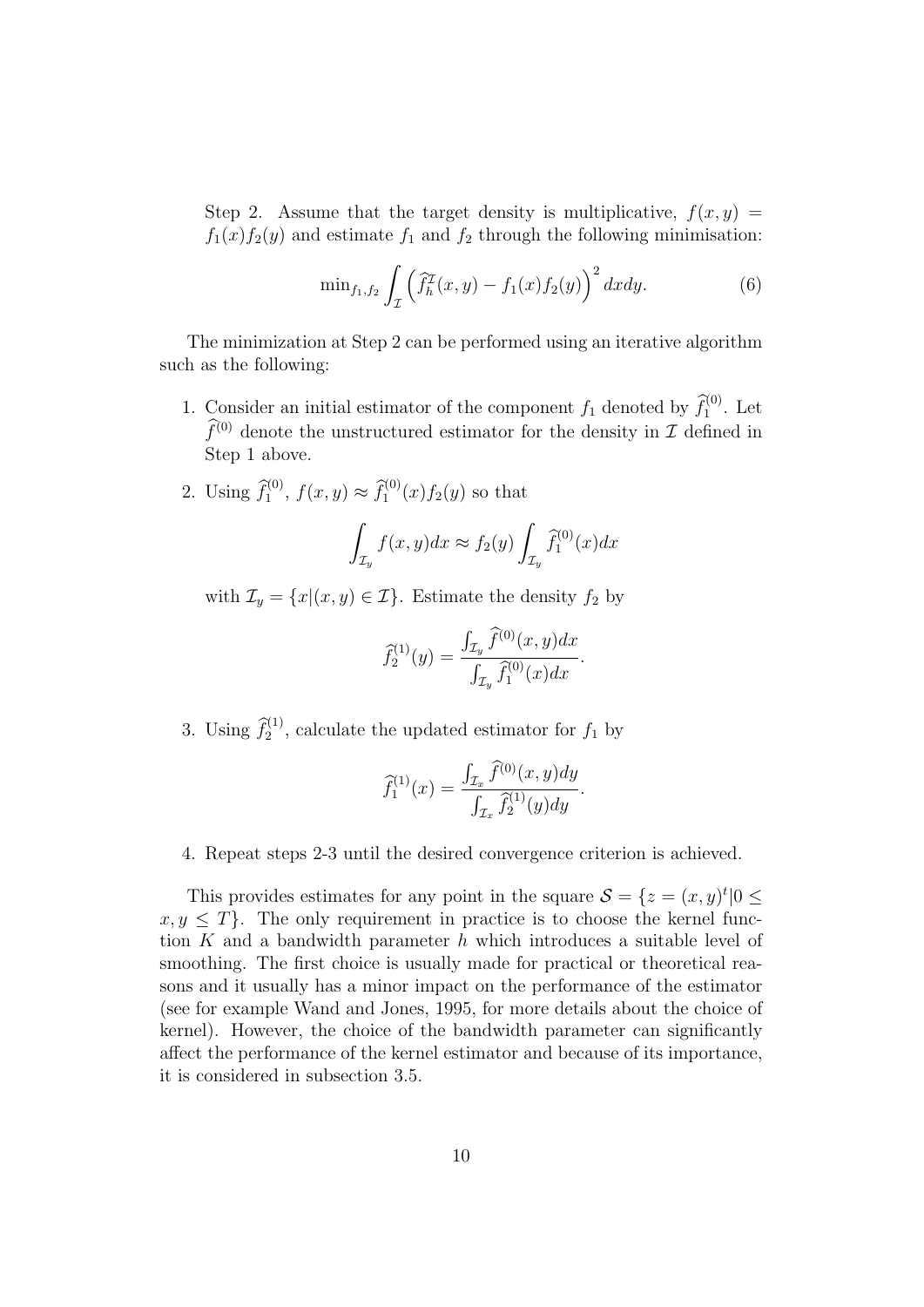Step 2. Assume that the target density is multiplicative, $f(x,y) = f_1(x)f_2(y)$ and estimate $f_1$ and $f_2$ through the following minimisation:

$$\min_{f_1,f_2} \int_{\mathcal{I}} \left( \widehat{f}_h^{\mathcal{I}}(x,y) - f_1(x)f_2(y) \right)^2 dxdy. \tag{6}$$

The minimization at Step 2 can be performed using an iterative algorithm such as the following:

1. Consider an initial estimator of the component $f_1$ denoted by $\widehat{f}_1^{(0)}$. Let $\widehat{f}^{(0)}$ denote the unstructured estimator for the density in $\mathcal{I}$ defined in Step 1 above.

2. Using $\widehat{f}_1^{(0)}$, $f(x,y) \approx \widehat{f}_1^{(0)}(x)f_2(y)$ so that

$$\int_{\mathcal{I}_y} f(x,y)dx \approx f_2(y) \int_{\mathcal{I}_y} \widehat{f}_1^{(0)}(x)dx$$

   with $\mathcal{I}_y = \{x | (x,y) \in \mathcal{I}\}$. Estimate the density $f_2$ by

$$\widehat{f}_2^{(1)}(y) = \frac{\int_{\mathcal{I}_y} \widehat{f}^{(0)}(x,y)dx}{\int_{\mathcal{I}_y} \widehat{f}_1^{(0)}(x)dx}.$$

3. Using $\widehat{f}_2^{(1)}$, calculate the updated estimator for $f_1$ by

$$\widehat{f}_1^{(1)}(x) = \frac{\int_{\mathcal{I}_x} \widehat{f}^{(0)}(x,y)dy}{\int_{\mathcal{I}_x} \widehat{f}_2^{(1)}(y)dy}.$$

4. Repeat steps 2-3 until the desired convergence criterion is achieved.

This provides estimates for any point in the square $\mathcal{S} = \{z = (x,y)^t | 0 \leq x, y \leq T\}$. The only requirement in practice is to choose the kernel function $K$ and a bandwidth parameter $h$ which introduces a suitable level of smoothing. The first choice is usually made for practical or theoretical reasons and it usually has a minor impact on the performance of the estimator (see for example Wand and Jones, 1995, for more details about the choice of kernel). However, the choice of the bandwidth parameter can significantly affect the performance of the kernel estimator and because of its importance, it is considered in subsection 3.5.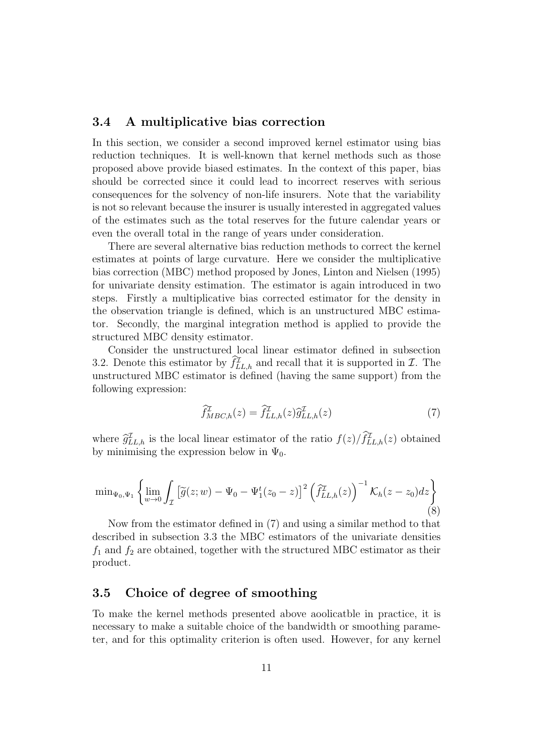### 3.4 A multiplicative bias correction

In this section, we consider a second improved kernel estimator using bias reduction techniques. It is well-known that kernel methods such as those proposed above provide biased estimates. In the context of this paper, bias should be corrected since it could lead to incorrect reserves with serious consequences for the solvency of non-life insurers. Note that the variability is not so relevant because the insurer is usually interested in aggregated values of the estimates such as the total reserves for the future calendar years or even the overall total in the range of years under consideration.

There are several alternative bias reduction methods to correct the kernel estimates at points of large curvature. Here we consider the multiplicative bias correction (MBC) method proposed by Jones, Linton and Nielsen (1995) for univariate density estimation. The estimator is again introduced in two steps. Firstly a multiplicative bias corrected estimator for the density in the observation triangle is defined, which is an unstructured MBC estimator. Secondly, the marginal integration method is applied to provide the structured MBC density estimator.

Consider the unstructured local linear estimator defined in subsection 3.2. Denote this estimator by $\widehat{f}^{\mathcal{I}}_{LL,h}$ and recall that it is supported in $\mathcal{I}$. The unstructured MBC estimator is defined (having the same support) from the following expression:

$$\widehat{f}^{\mathcal{I}}_{MBC,h}(z) = \widehat{f}^{\mathcal{I}}_{LL,h}(z)\widehat{g}^{\mathcal{I}}_{LL,h}(z) \tag{7}$$

where $\widehat{g}^{\mathcal{I}}_{LL,h}$ is the local linear estimator of the ratio $f(z)/\widehat{f}^{\mathcal{I}}_{LL,h}(z)$ obtained by minimising the expression below in $\Psi_0$.

$$\min_{\Psi_0,\Psi_1}\left\{\lim_{w\to 0}\int_{\mathcal{I}}\left[\widetilde{g}(z;w)-\Psi_0-\Psi_1^t(z_0-z)\right]^2\left(\widehat{f}^{\mathcal{I}}_{LL,h}(z)\right)^{-1}\mathcal{K}_h(z-z_0)dz\right\} \tag{8}$$

Now from the estimator defined in (7) and using a similar method to that described in subsection 3.3 the MBC estimators of the univariate densities $f_1$ and $f_2$ are obtained, together with the structured MBC estimator as their product.

### 3.5 Choice of degree of smoothing

To make the kernel methods presented above aoolicatble in practice, it is necessary to make a suitable choice of the bandwidth or smoothing parameter, and for this optimality criterion is often used. However, for any kernel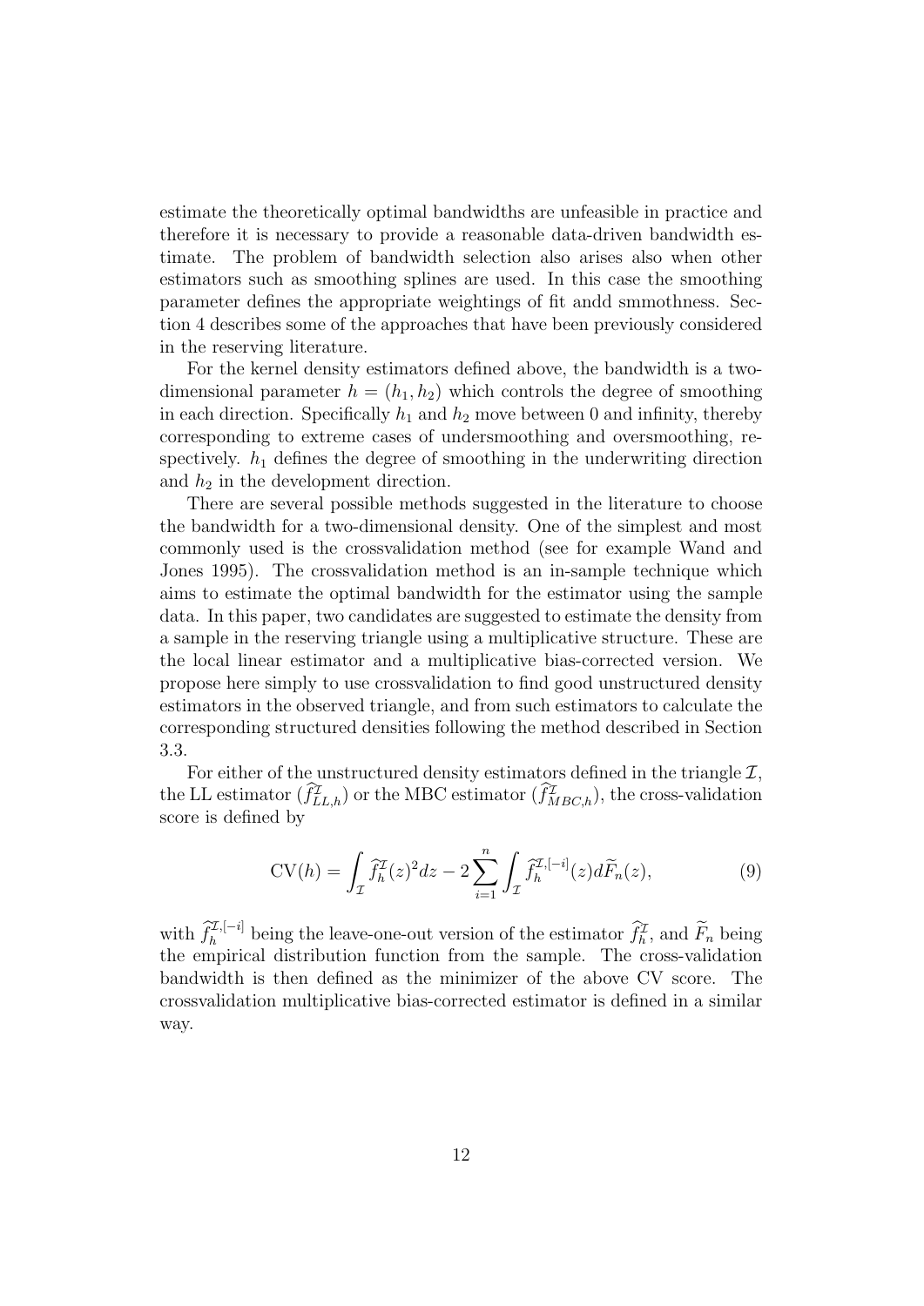estimate the theoretically optimal bandwidths are unfeasible in practice and therefore it is necessary to provide a reasonable data-driven bandwidth estimate. The problem of bandwidth selection also arises also when other estimators such as smoothing splines are used. In this case the smoothing parameter defines the appropriate weightings of fit andd smmothness. Section 4 describes some of the approaches that have been previously considered in the reserving literature.

For the kernel density estimators defined above, the bandwidth is a two-dimensional parameter $h = (h_1, h_2)$ which controls the degree of smoothing in each direction. Specifically $h_1$ and $h_2$ move between 0 and infinity, thereby corresponding to extreme cases of undersmoothing and oversmoothing, respectively. $h_1$ defines the degree of smoothing in the underwriting direction and $h_2$ in the development direction.

There are several possible methods suggested in the literature to choose the bandwidth for a two-dimensional density. One of the simplest and most commonly used is the crossvalidation method (see for example Wand and Jones 1995). The crossvalidation method is an in-sample technique which aims to estimate the optimal bandwidth for the estimator using the sample data. In this paper, two candidates are suggested to estimate the density from a sample in the reserving triangle using a multiplicative structure. These are the local linear estimator and a multiplicative bias-corrected version. We propose here simply to use crossvalidation to find good unstructured density estimators in the observed triangle, and from such estimators to calculate the corresponding structured densities following the method described in Section 3.3.

For either of the unstructured density estimators defined in the triangle $\mathcal{I}$, the LL estimator ($\widehat{f}^{\mathcal{I}}_{LL,h}$) or the MBC estimator ($\widehat{f}^{\mathcal{I}}_{MBC,h}$), the cross-validation score is defined by

$$\mathrm{CV}(h) = \int_{\mathcal{I}} \widehat{f}^{\mathcal{I}}_h(z)^2 dz - 2\sum_{i=1}^{n} \int_{\mathcal{I}} \widehat{f}^{\mathcal{I},[-i]}_h(z) d\widetilde{F}_n(z), \tag{9}$$

with $\widehat{f}^{\mathcal{I},[-i]}_h$ being the leave-one-out version of the estimator $\widehat{f}^{\mathcal{I}}_h$, and $\widetilde{F}_n$ being the empirical distribution function from the sample. The cross-validation bandwidth is then defined as the minimizer of the above CV score. The crossvalidation multiplicative bias-corrected estimator is defined in a similar way.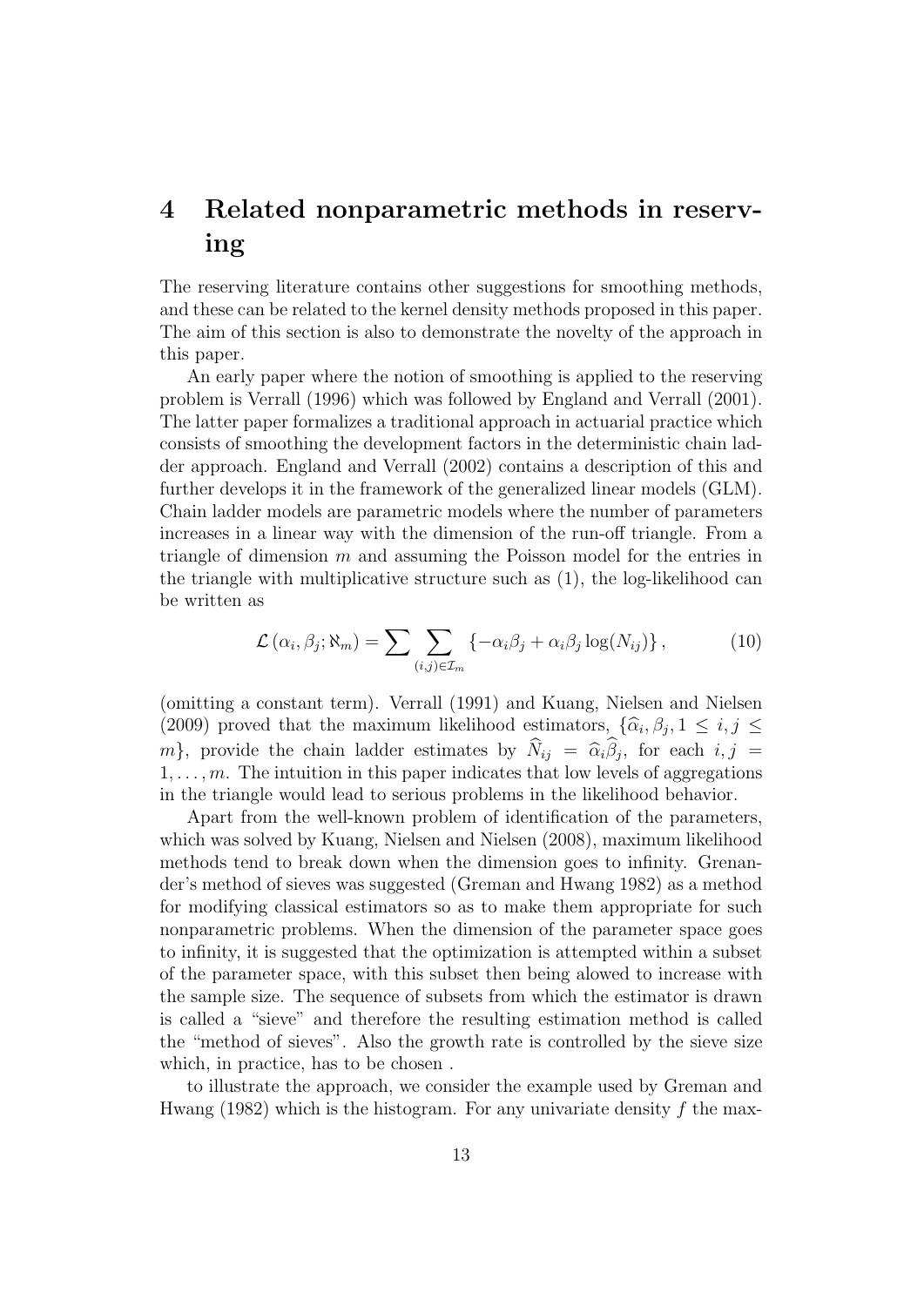# 4 Related nonparametric methods in reserving

The reserving literature contains other suggestions for smoothing methods, and these can be related to the kernel density methods proposed in this paper. The aim of this section is also to demonstrate the novelty of the approach in this paper.

An early paper where the notion of smoothing is applied to the reserving problem is Verrall (1996) which was followed by England and Verrall (2001). The latter paper formalizes a traditional approach in actuarial practice which consists of smoothing the development factors in the deterministic chain ladder approach. England and Verrall (2002) contains a description of this and further develops it in the framework of the generalized linear models (GLM). Chain ladder models are parametric models where the number of parameters increases in a linear way with the dimension of the run-off triangle. From a triangle of dimension $m$ and assuming the Poisson model for the entries in the triangle with multiplicative structure such as (1), the log-likelihood can be written as

$$\mathcal{L}\left(\alpha_i, \beta_j; \aleph_m\right) = \sum \sum_{(i,j)\in\mathcal{I}_m} \left\{-\alpha_i\beta_j + \alpha_i\beta_j \log(N_{ij})\right\}, \tag{10}$$

(omitting a constant term). Verrall (1991) and Kuang, Nielsen and Nielsen (2009) proved that the maximum likelihood estimators, $\{\widehat{\alpha}_i, \beta_j, 1 \leq i, j \leq m\}$, provide the chain ladder estimates by $\widehat{N}_{ij} = \widehat{\alpha}_i\widehat{\beta}_j$, for each $i, j = 1, \ldots, m$. The intuition in this paper indicates that low levels of aggregations in the triangle would lead to serious problems in the likelihood behavior.

Apart from the well-known problem of identification of the parameters, which was solved by Kuang, Nielsen and Nielsen (2008), maximum likelihood methods tend to break down when the dimension goes to infinity. Grenander's method of sieves was suggested (Greman and Hwang 1982) as a method for modifying classical estimators so as to make them appropriate for such nonparametric problems. When the dimension of the parameter space goes to infinity, it is suggested that the optimization is attempted within a subset of the parameter space, with this subset then being alowed to increase with the sample size. The sequence of subsets from which the estimator is drawn is called a "sieve" and therefore the resulting estimation method is called the "method of sieves". Also the growth rate is controlled by the sieve size which, in practice, has to be chosen .

to illustrate the approach, we consider the example used by Greman and Hwang (1982) which is the histogram. For any univariate density $f$ the max-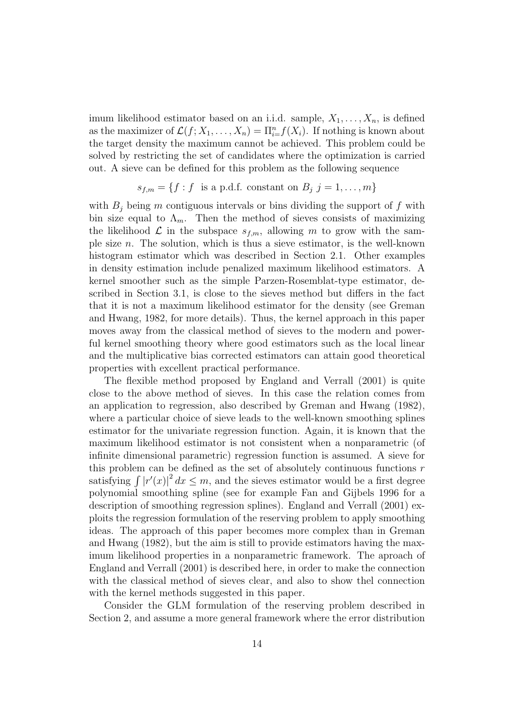imum likelihood estimator based on an i.i.d. sample, $X_1, \ldots, X_n$, is defined as the maximizer of $\mathcal{L}(f; X_1, \ldots, X_n) = \Pi_{i=}^n f(X_i)$. If nothing is known about the target density the maximum cannot be achieved. This problem could be solved by restricting the set of candidates where the optimization is carried out. A sieve can be defined for this problem as the following sequence

$$s_{f,m} = \{f : f \text{ is a p.d.f. constant on } B_j \; j = 1, \ldots, m\}$$

with $B_j$ being $m$ contiguous intervals or bins dividing the support of $f$ with bin size equal to $\Lambda_m$. Then the method of sieves consists of maximizing the likelihood $\mathcal{L}$ in the subspace $s_{f,m}$, allowing $m$ to grow with the sample size $n$. The solution, which is thus a sieve estimator, is the well-known histogram estimator which was described in Section 2.1. Other examples in density estimation include penalized maximum likelihood estimators. A kernel smoother such as the simple Parzen-Rosemblat-type estimator, described in Section 3.1, is close to the sieves method but differs in the fact that it is not a maximum likelihood estimator for the density (see Greman and Hwang, 1982, for more details). Thus, the kernel approach in this paper moves away from the classical method of sieves to the modern and powerful kernel smoothing theory where good estimators such as the local linear and the multiplicative bias corrected estimators can attain good theoretical properties with excellent practical performance.

The flexible method proposed by England and Verrall (2001) is quite close to the above method of sieves. In this case the relation comes from an application to regression, also described by Greman and Hwang (1982), where a particular choice of sieve leads to the well-known smoothing splines estimator for the univariate regression function. Again, it is known that the maximum likelihood estimator is not consistent when a nonparametric (of infinite dimensional parametric) regression function is assumed. A sieve for this problem can be defined as the set of absolutely continuous functions $r$ satisfying $\int |r'(x)|^2 \, dx \leq m$, and the sieves estimator would be a first degree polynomial smoothing spline (see for example Fan and Gijbels 1996 for a description of smoothing regression splines). England and Verrall (2001) exploits the regression formulation of the reserving problem to apply smoothing ideas. The approach of this paper becomes more complex than in Greman and Hwang (1982), but the aim is still to provide estimators having the maximum likelihood properties in a nonparametric framework. The aproach of England and Verrall (2001) is described here, in order to make the connection with the classical method of sieves clear, and also to show thel connection with the kernel methods suggested in this paper.

Consider the GLM formulation of the reserving problem described in Section 2, and assume a more general framework where the error distribution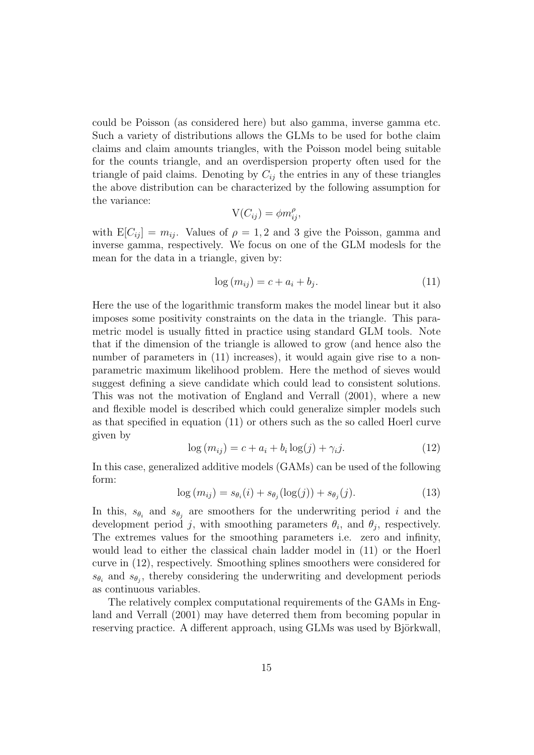could be Poisson (as considered here) but also gamma, inverse gamma etc. Such a variety of distributions allows the GLMs to be used for bothe claim claims and claim amounts triangles, with the Poisson model being suitable for the counts triangle, and an overdispersion property often used for the triangle of paid claims. Denoting by $C_{ij}$ the entries in any of these triangles the above distribution can be characterized by the following assumption for the variance:

$$\mathrm{V}(C_{ij}) = \phi m_{ij}^{\rho},$$

with $\mathrm{E}[C_{ij}] = m_{ij}$. Values of $\rho = 1, 2$ and 3 give the Poisson, gamma and inverse gamma, respectively. We focus on one of the GLM modesls for the mean for the data in a triangle, given by:

$$\log{(m_{ij})} = c + a_i + b_j. \tag{11}$$

Here the use of the logarithmic transform makes the model linear but it also imposes some positivity constraints on the data in the triangle. This parametric model is usually fitted in practice using standard GLM tools. Note that if the dimension of the triangle is allowed to grow (and hence also the number of parameters in (11) increases), it would again give rise to a nonparametric maximum likelihood problem. Here the method of sieves would suggest defining a sieve candidate which could lead to consistent solutions. This was not the motivation of England and Verrall (2001), where a new and flexible model is described which could generalize simpler models such as that specified in equation (11) or others such as the so called Hoerl curve given by

$$\log{(m_{ij})} = c + a_i + b_i \log(j) + \gamma_i j. \tag{12}$$

In this case, generalized additive models (GAMs) can be used of the following form:

$$\log{(m_{ij})} = s_{\theta_i}(i) + s_{\theta_j}(\log(j)) + s_{\theta_j}(j). \tag{13}$$

In this, $s_{\theta_i}$ and $s_{\theta_j}$ are smoothers for the underwriting period $i$ and the development period $j$, with smoothing parameters $\theta_i$, and $\theta_j$, respectively. The extremes values for the smoothing parameters i.e. zero and infinity, would lead to either the classical chain ladder model in (11) or the Hoerl curve in (12), respectively. Smoothing splines smoothers were considered for $s_{\theta_i}$ and $s_{\theta_j}$, thereby considering the underwriting and development periods as continuous variables.

The relatively complex computational requirements of the GAMs in England and Verrall (2001) may have deterred them from becoming popular in reserving practice. A different approach, using GLMs was used by Björkwall,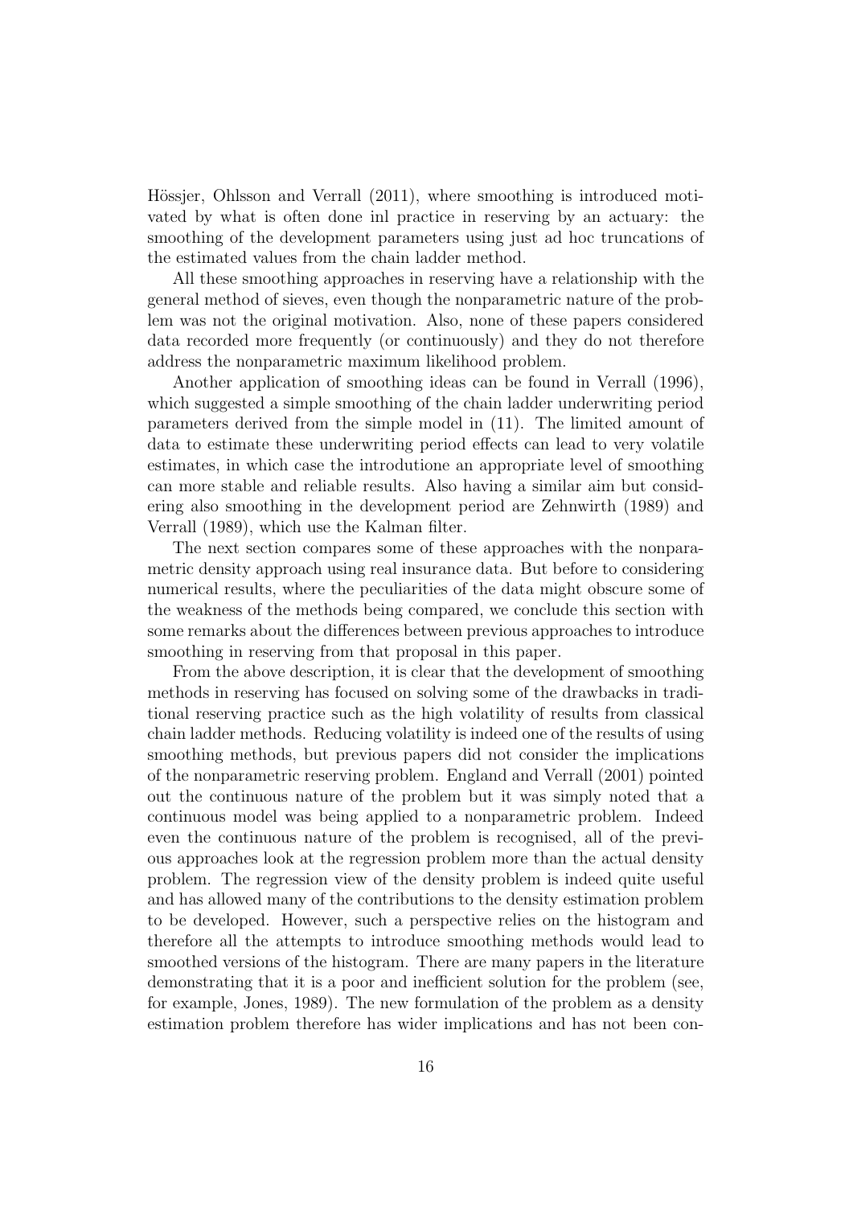Hössjer, Ohlsson and Verrall (2011), where smoothing is introduced motivated by what is often done inl practice in reserving by an actuary: the smoothing of the development parameters using just ad hoc truncations of the estimated values from the chain ladder method.

All these smoothing approaches in reserving have a relationship with the general method of sieves, even though the nonparametric nature of the problem was not the original motivation. Also, none of these papers considered data recorded more frequently (or continuously) and they do not therefore address the nonparametric maximum likelihood problem.

Another application of smoothing ideas can be found in Verrall (1996), which suggested a simple smoothing of the chain ladder underwriting period parameters derived from the simple model in (11). The limited amount of data to estimate these underwriting period effects can lead to very volatile estimates, in which case the introdutione an appropriate level of smoothing can more stable and reliable results. Also having a similar aim but considering also smoothing in the development period are Zehnwirth (1989) and Verrall (1989), which use the Kalman filter.

The next section compares some of these approaches with the nonparametric density approach using real insurance data. But before to considering numerical results, where the peculiarities of the data might obscure some of the weakness of the methods being compared, we conclude this section with some remarks about the differences between previous approaches to introduce smoothing in reserving from that proposal in this paper.

From the above description, it is clear that the development of smoothing methods in reserving has focused on solving some of the drawbacks in traditional reserving practice such as the high volatility of results from classical chain ladder methods. Reducing volatility is indeed one of the results of using smoothing methods, but previous papers did not consider the implications of the nonparametric reserving problem. England and Verrall (2001) pointed out the continuous nature of the problem but it was simply noted that a continuous model was being applied to a nonparametric problem. Indeed even the continuous nature of the problem is recognised, all of the previous approaches look at the regression problem more than the actual density problem. The regression view of the density problem is indeed quite useful and has allowed many of the contributions to the density estimation problem to be developed. However, such a perspective relies on the histogram and therefore all the attempts to introduce smoothing methods would lead to smoothed versions of the histogram. There are many papers in the literature demonstrating that it is a poor and inefficient solution for the problem (see, for example, Jones, 1989). The new formulation of the problem as a density estimation problem therefore has wider implications and has not been con-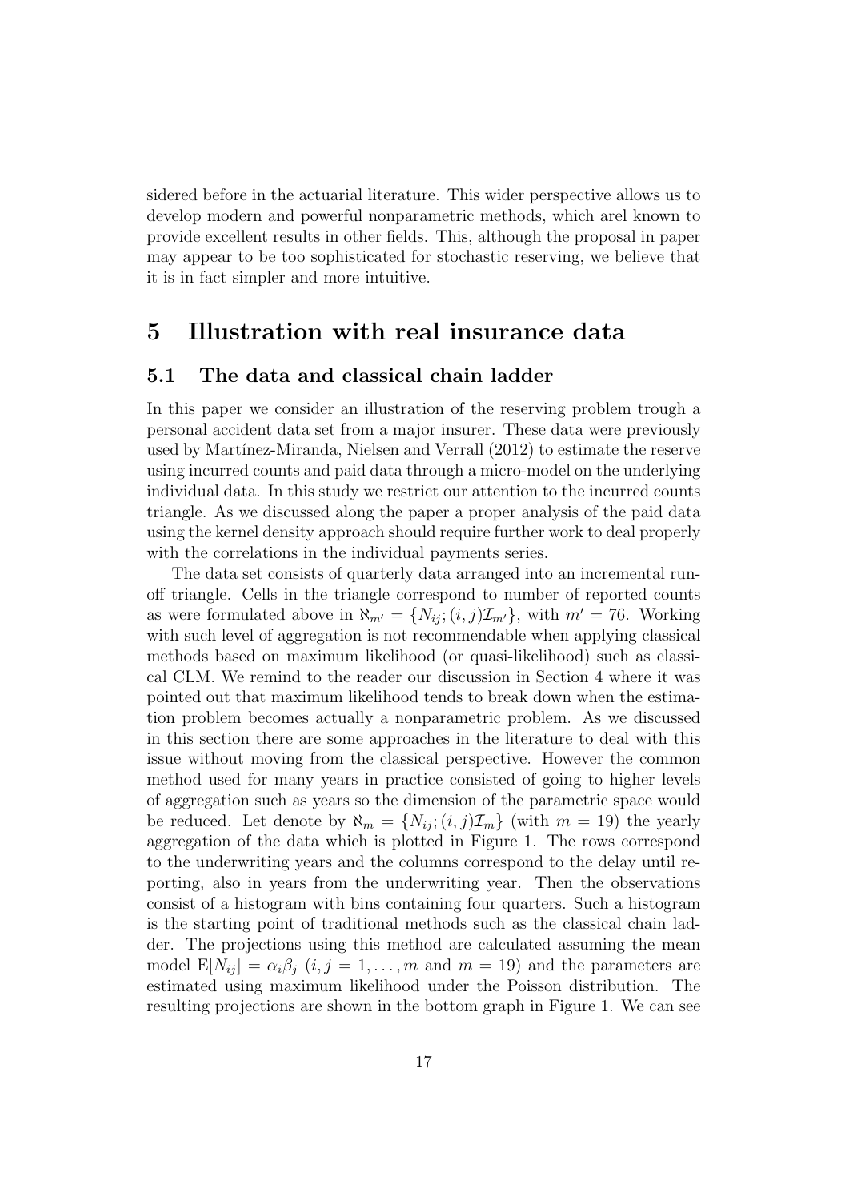sidered before in the actuarial literature. This wider perspective allows us to develop modern and powerful nonparametric methods, which arel known to provide excellent results in other fields. This, although the proposal in paper may appear to be too sophisticated for stochastic reserving, we believe that it is in fact simpler and more intuitive.

# 5 Illustration with real insurance data

## 5.1 The data and classical chain ladder

In this paper we consider an illustration of the reserving problem trough a personal accident data set from a major insurer. These data were previously used by Martínez-Miranda, Nielsen and Verrall (2012) to estimate the reserve using incurred counts and paid data through a micro-model on the underlying individual data. In this study we restrict our attention to the incurred counts triangle. As we discussed along the paper a proper analysis of the paid data using the kernel density approach should require further work to deal properly with the correlations in the individual payments series.

The data set consists of quarterly data arranged into an incremental run-off triangle. Cells in the triangle correspond to number of reported counts as were formulated above in $\aleph_{m'} = \{N_{ij}; (i,j)\mathcal{I}_{m'}\}$, with $m' = 76$. Working with such level of aggregation is not recommendable when applying classical methods based on maximum likelihood (or quasi-likelihood) such as classical CLM. We remind to the reader our discussion in Section 4 where it was pointed out that maximum likelihood tends to break down when the estimation problem becomes actually a nonparametric problem. As we discussed in this section there are some approaches in the literature to deal with this issue without moving from the classical perspective. However the common method used for many years in practice consisted of going to higher levels of aggregation such as years so the dimension of the parametric space would be reduced. Let denote by $\aleph_m = \{N_{ij}; (i,j)\mathcal{I}_m\}$ (with $m = 19$) the yearly aggregation of the data which is plotted in Figure 1. The rows correspond to the underwriting years and the columns correspond to the delay until reporting, also in years from the underwriting year. Then the observations consist of a histogram with bins containing four quarters. Such a histogram is the starting point of traditional methods such as the classical chain ladder. The projections using this method are calculated assuming the mean model $\mathrm{E}[N_{ij}] = \alpha_i \beta_j$ $(i, j = 1, \ldots, m$ and $m = 19)$ and the parameters are estimated using maximum likelihood under the Poisson distribution. The resulting projections are shown in the bottom graph in Figure 1. We can see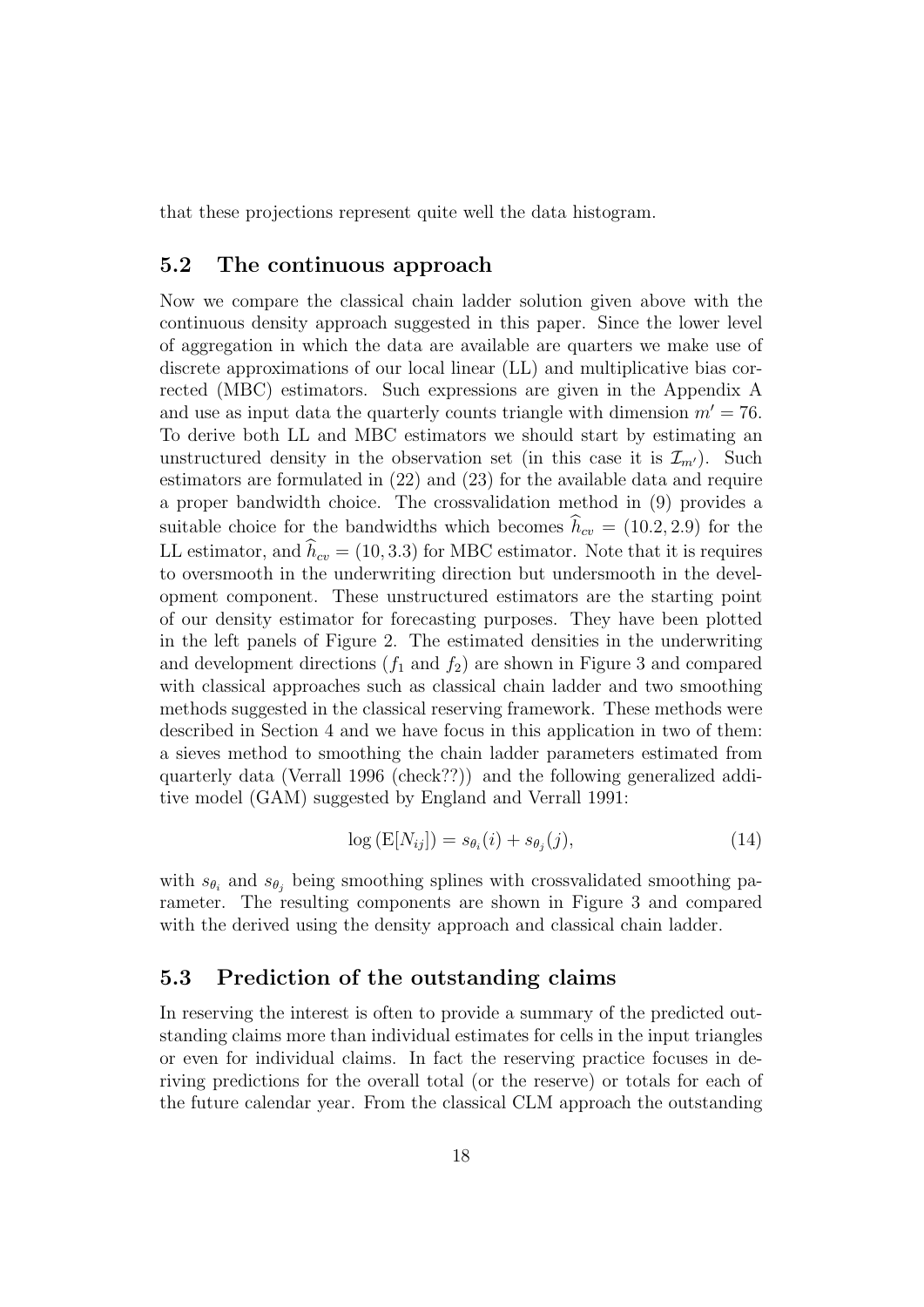that these projections represent quite well the data histogram.

### 5.2 The continuous approach

Now we compare the classical chain ladder solution given above with the continuous density approach suggested in this paper. Since the lower level of aggregation in which the data are available are quarters we make use of discrete approximations of our local linear (LL) and multiplicative bias corrected (MBC) estimators. Such expressions are given in the Appendix A and use as input data the quarterly counts triangle with dimension $m' = 76$. To derive both LL and MBC estimators we should start by estimating an unstructured density in the observation set (in this case it is $\mathcal{I}_{m'}$). Such estimators are formulated in (22) and (23) for the available data and require a proper bandwidth choice. The crossvalidation method in (9) provides a suitable choice for the bandwidths which becomes $\widehat{h}_{cv} = (10.2, 2.9)$ for the LL estimator, and $\widehat{h}_{cv} = (10, 3.3)$ for MBC estimator. Note that it is requires to oversmooth in the underwriting direction but undersmooth in the development component. These unstructured estimators are the starting point of our density estimator for forecasting purposes. They have been plotted in the left panels of Figure 2. The estimated densities in the underwriting and development directions ($f_1$ and $f_2$) are shown in Figure 3 and compared with classical approaches such as classical chain ladder and two smoothing methods suggested in the classical reserving framework. These methods were described in Section 4 and we have focus in this application in two of them: a sieves method to smoothing the chain ladder parameters estimated from quarterly data (Verrall 1996 (check??)) and the following generalized additive model (GAM) suggested by England and Verrall 1991:

$$\log\left(\mathrm{E}[N_{ij}]\right) = s_{\theta_i}(i) + s_{\theta_j}(j), \tag{14}$$

with $s_{\theta_i}$ and $s_{\theta_j}$ being smoothing splines with crossvalidated smoothing parameter. The resulting components are shown in Figure 3 and compared with the derived using the density approach and classical chain ladder.

### 5.3 Prediction of the outstanding claims

In reserving the interest is often to provide a summary of the predicted outstanding claims more than individual estimates for cells in the input triangles or even for individual claims. In fact the reserving practice focuses in deriving predictions for the overall total (or the reserve) or totals for each of the future calendar year. From the classical CLM approach the outstanding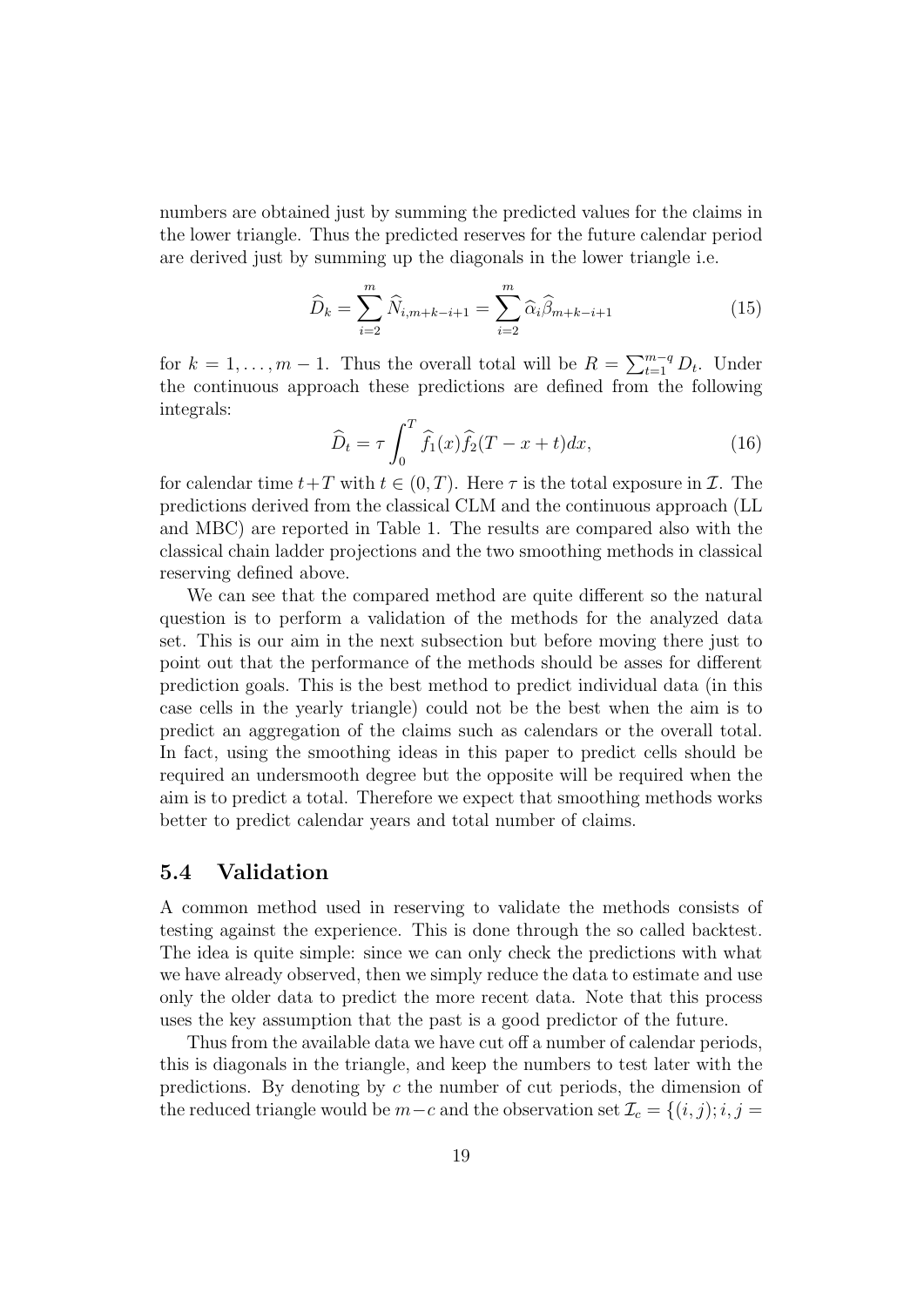numbers are obtained just by summing the predicted values for the claims in the lower triangle. Thus the predicted reserves for the future calendar period are derived just by summing up the diagonals in the lower triangle i.e.

$$\widehat{D}_k = \sum_{i=2}^{m} \widehat{N}_{i,m+k-i+1} = \sum_{i=2}^{m} \widehat{\alpha}_i \widehat{\beta}_{m+k-i+1} \tag{15}$$

for $k = 1, \ldots, m-1$. Thus the overall total will be $R = \sum_{t=1}^{m-q} D_t$. Under the continuous approach these predictions are defined from the following integrals:

$$\widehat{D}_t = \tau \int_0^T \widehat{f}_1(x)\widehat{f}_2(T - x + t)dx, \tag{16}$$

for calendar time $t+T$ with $t \in (0, T)$. Here $\tau$ is the total exposure in $\mathcal{I}$. The predictions derived from the classical CLM and the continuous approach (LL and MBC) are reported in Table 1. The results are compared also with the classical chain ladder projections and the two smoothing methods in classical reserving defined above.

We can see that the compared method are quite different so the natural question is to perform a validation of the methods for the analyzed data set. This is our aim in the next subsection but before moving there just to point out that the performance of the methods should be asses for different prediction goals. This is the best method to predict individual data (in this case cells in the yearly triangle) could not be the best when the aim is to predict an aggregation of the claims such as calendars or the overall total. In fact, using the smoothing ideas in this paper to predict cells should be required an undersmooth degree but the opposite will be required when the aim is to predict a total. Therefore we expect that smoothing methods works better to predict calendar years and total number of claims.

## 5.4 Validation

A common method used in reserving to validate the methods consists of testing against the experience. This is done through the so called backtest. The idea is quite simple: since we can only check the predictions with what we have already observed, then we simply reduce the data to estimate and use only the older data to predict the more recent data. Note that this process uses the key assumption that the past is a good predictor of the future.

Thus from the available data we have cut off a number of calendar periods, this is diagonals in the triangle, and keep the numbers to test later with the predictions. By denoting by $c$ the number of cut periods, the dimension of the reduced triangle would be $m-c$ and the observation set $\mathcal{I}_c = \{(i,j); i,j =$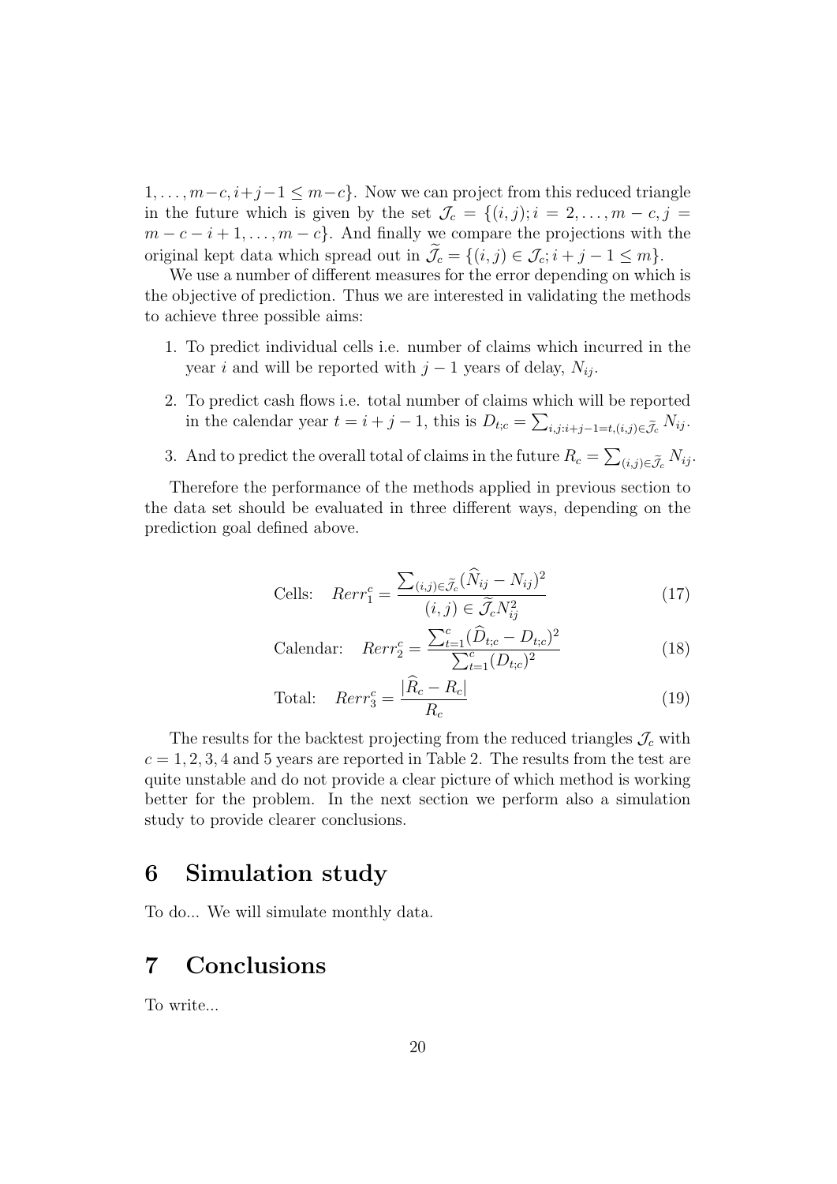$1, \ldots, m-c, i+j-1 \leq m-c\}$. Now we can project from this reduced triangle in the future which is given by the set $\mathcal{J}_c = \{(i,j); i = 2, \ldots, m-c, j = m-c-i+1, \ldots, m-c\}$. And finally we compare the projections with the original kept data which spread out in $\widetilde{\mathcal{J}}_c = \{(i,j) \in \mathcal{J}_c; i+j-1 \leq m\}$.

We use a number of different measures for the error depending on which is the objective of prediction. Thus we are interested in validating the methods to achieve three possible aims:

1. To predict individual cells i.e. number of claims which incurred in the year $i$ and will be reported with $j-1$ years of delay, $N_{ij}$.
2. To predict cash flows i.e. total number of claims which will be reported in the calendar year $t = i+j-1$, this is $D_{t;c} = \sum_{i,j:i+j-1=t,(i,j)\in\widetilde{\mathcal{J}}_c} N_{ij}$.
3. And to predict the overall total of claims in the future $R_c = \sum_{(i,j)\in\widetilde{\mathcal{J}}_c} N_{ij}$.

Therefore the performance of the methods applied in previous section to the data set should be evaluated in three different ways, depending on the prediction goal defined above.

$$\text{Cells:} \quad Rerr_1^c = \frac{\sum_{(i,j)\in\widetilde{\mathcal{J}}_c}(\widehat{N}_{ij} - N_{ij})^2}{(i,j) \in \widetilde{\mathcal{J}}_c N_{ij}^2} \tag{17}$$

$$\text{Calendar:} \quad Rerr_2^c = \frac{\sum_{t=1}^{c}(\widehat{D}_{t;c} - D_{t;c})^2}{\sum_{t=1}^{c}(D_{t;c})^2} \tag{18}$$

$$\text{Total:} \quad Rerr_3^c = \frac{|\widehat{R}_c - R_c|}{R_c} \tag{19}$$

The results for the backtest projecting from the reduced triangles $\mathcal{J}_c$ with $c = 1, 2, 3, 4$ and 5 years are reported in Table 2. The results from the test are quite unstable and do not provide a clear picture of which method is working better for the problem. In the next section we perform also a simulation study to provide clearer conclusions.

# 6 Simulation study

To do... We will simulate monthly data.

# 7 Conclusions

To write...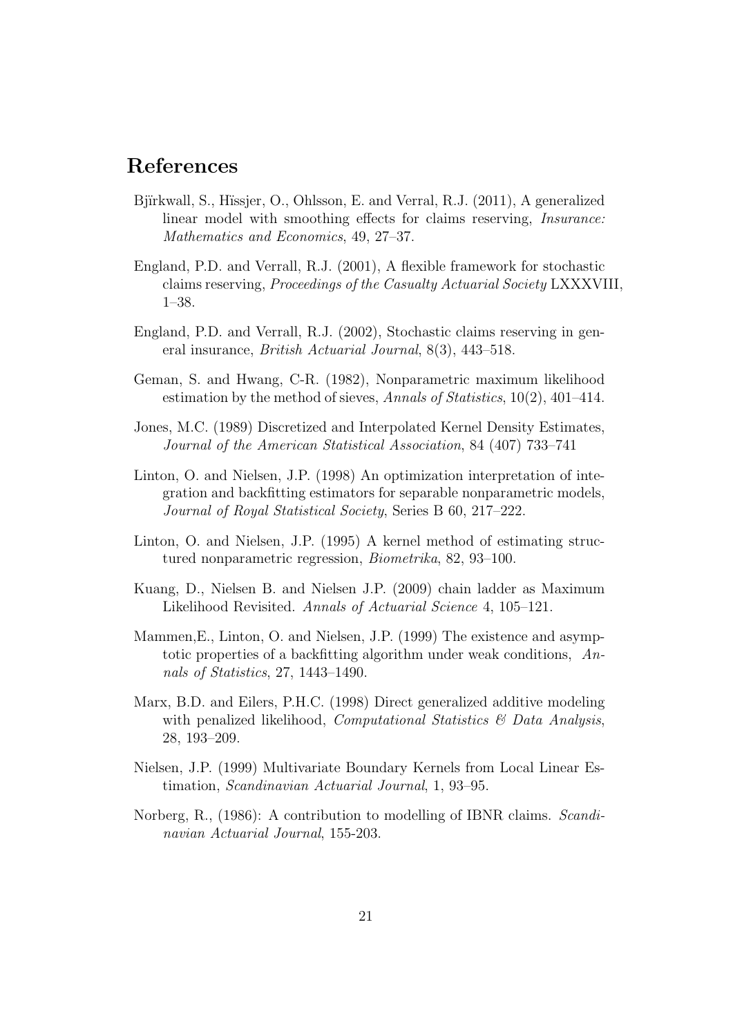## References

Bjïrkwall, S., Hïssjer, O., Ohlsson, E. and Verral, R.J. (2011), A generalized linear model with smoothing effects for claims reserving, *Insurance: Mathematics and Economics*, 49, 27–37.

England, P.D. and Verrall, R.J. (2001), A flexible framework for stochastic claims reserving, *Proceedings of the Casualty Actuarial Society* LXXXVIII, 1–38.

England, P.D. and Verrall, R.J. (2002), Stochastic claims reserving in general insurance, *British Actuarial Journal*, 8(3), 443–518.

Geman, S. and Hwang, C-R. (1982), Nonparametric maximum likelihood estimation by the method of sieves, *Annals of Statistics*, 10(2), 401–414.

Jones, M.C. (1989) Discretized and Interpolated Kernel Density Estimates, *Journal of the American Statistical Association*, 84 (407) 733–741

Linton, O. and Nielsen, J.P. (1998) An optimization interpretation of integration and backfitting estimators for separable nonparametric models, *Journal of Royal Statistical Society*, Series B 60, 217–222.

Linton, O. and Nielsen, J.P. (1995) A kernel method of estimating structured nonparametric regression, *Biometrika*, 82, 93–100.

Kuang, D., Nielsen B. and Nielsen J.P. (2009) chain ladder as Maximum Likelihood Revisited. *Annals of Actuarial Science* 4, 105–121.

Mammen,E., Linton, O. and Nielsen, J.P. (1999) The existence and asymptotic properties of a backfitting algorithm under weak conditions, *Annals of Statistics*, 27, 1443–1490.

Marx, B.D. and Eilers, P.H.C. (1998) Direct generalized additive modeling with penalized likelihood, *Computational Statistics & Data Analysis*, 28, 193–209.

Nielsen, J.P. (1999) Multivariate Boundary Kernels from Local Linear Estimation, *Scandinavian Actuarial Journal*, 1, 93–95.

Norberg, R., (1986): A contribution to modelling of IBNR claims. *Scandinavian Actuarial Journal*, 155-203.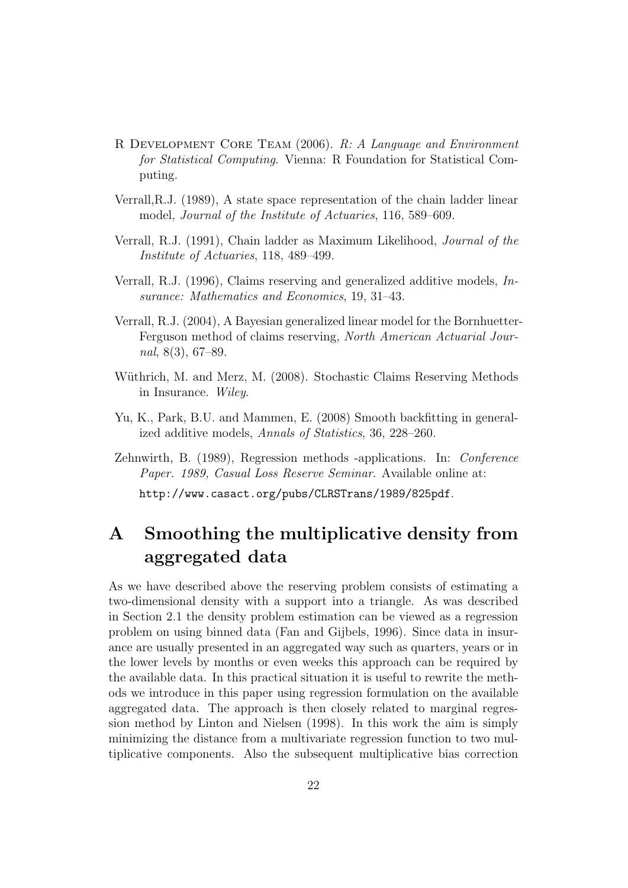R Development Core Team (2006). *R: A Language and Environment for Statistical Computing*. Vienna: R Foundation for Statistical Computing.

Verrall,R.J. (1989), A state space representation of the chain ladder linear model, *Journal of the Institute of Actuaries*, 116, 589–609.

Verrall, R.J. (1991), Chain ladder as Maximum Likelihood, *Journal of the Institute of Actuaries*, 118, 489–499.

Verrall, R.J. (1996), Claims reserving and generalized additive models, *Insurance: Mathematics and Economics*, 19, 31–43.

Verrall, R.J. (2004), A Bayesian generalized linear model for the Bornhuetter-Ferguson method of claims reserving, *North American Actuarial Journal*, 8(3), 67–89.

Wüthrich, M. and Merz, M. (2008). Stochastic Claims Reserving Methods in Insurance. *Wiley*.

Yu, K., Park, B.U. and Mammen, E. (2008) Smooth backfitting in generalized additive models, *Annals of Statistics*, 36, 228–260.

Zehnwirth, B. (1989), Regression methods -applications. In: *Conference Paper. 1989, Casual Loss Reserve Seminar*. Available online at: http://www.casact.org/pubs/CLRSTrans/1989/825pdf.

# A Smoothing the multiplicative density from aggregated data

As we have described above the reserving problem consists of estimating a two-dimensional density with a support into a triangle. As was described in Section 2.1 the density problem estimation can be viewed as a regression problem on using binned data (Fan and Gijbels, 1996). Since data in insurance are usually presented in an aggregated way such as quarters, years or in the lower levels by months or even weeks this approach can be required by the available data. In this practical situation it is useful to rewrite the methods we introduce in this paper using regression formulation on the available aggregated data. The approach is then closely related to marginal regression method by Linton and Nielsen (1998). In this work the aim is simply minimizing the distance from a multivariate regression function to two multiplicative components. Also the subsequent multiplicative bias correction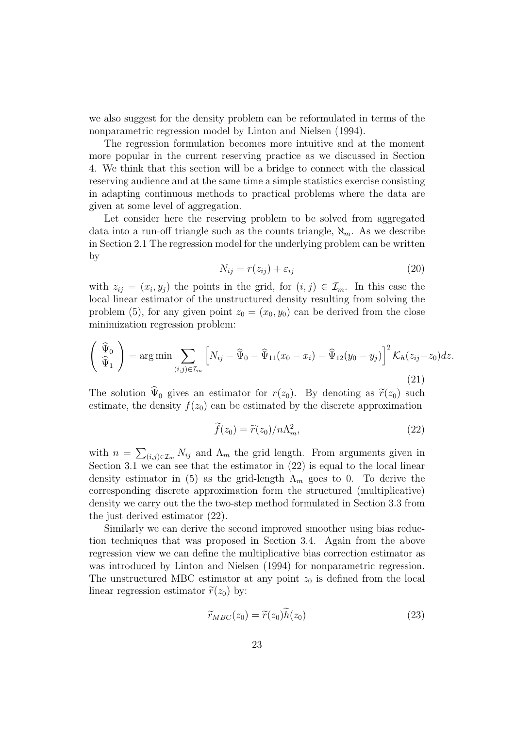we also suggest for the density problem can be reformulated in terms of the nonparametric regression model by Linton and Nielsen (1994).

The regression formulation becomes more intuitive and at the moment more popular in the current reserving practice as we discussed in Section 4. We think that this section will be a bridge to connect with the classical reserving audience and at the same time a simple statistics exercise consisting in adapting continuous methods to practical problems where the data are given at some level of aggregation.

Let consider here the reserving problem to be solved from aggregated data into a run-off triangle such as the counts triangle, $\aleph_m$. As we describe in Section 2.1 The regression model for the underlying problem can be written by

$$N_{ij} = r(z_{ij}) + \varepsilon_{ij} \tag{20}$$

with $z_{ij} = (x_i, y_j)$ the points in the grid, for $(i,j) \in \mathcal{I}_m$. In this case the local linear estimator of the unstructured density resulting from solving the problem (5), for any given point $z_0 = (x_0, y_0)$ can be derived from the close minimization regression problem:

$$\begin{pmatrix} \widehat{\Psi}_0 \\ \widehat{\Psi}_1 \end{pmatrix} = \arg\min \sum_{(i,j)\in\mathcal{I}_m} \left[ N_{ij} - \widehat{\Psi}_0 - \widehat{\Psi}_{11}(x_0 - x_i) - \widehat{\Psi}_{12}(y_0 - y_j) \right]^2 \mathcal{K}_h(z_{ij} - z_0) dz. \tag{21}$$

The solution $\widehat{\Psi}_0$ gives an estimator for $r(z_0)$. By denoting as $\widetilde{r}(z_0)$ such estimate, the density $f(z_0)$ can be estimated by the discrete approximation

$$\widetilde{f}(z_0) = \widetilde{r}(z_0)/n\Lambda_m^2, \tag{22}$$

with $n = \sum_{(i,j)\in\mathcal{I}_m} N_{ij}$ and $\Lambda_m$ the grid length. From arguments given in Section 3.1 we can see that the estimator in (22) is equal to the local linear density estimator in (5) as the grid-length $\Lambda_m$ goes to 0. To derive the corresponding discrete approximation form the structured (multiplicative) density we carry out the the two-step method formulated in Section 3.3 from the just derived estimator (22).

Similarly we can derive the second improved smoother using bias reduction techniques that was proposed in Section 3.4. Again from the above regression view we can define the multiplicative bias correction estimator as was introduced by Linton and Nielsen (1994) for nonparametric regression. The unstructured MBC estimator at any point $z_0$ is defined from the local linear regression estimator $\widetilde{r}(z_0)$ by:

$$\widetilde{r}_{MBC}(z_0) = \widetilde{r}(z_0)\widetilde{h}(z_0) \tag{23}$$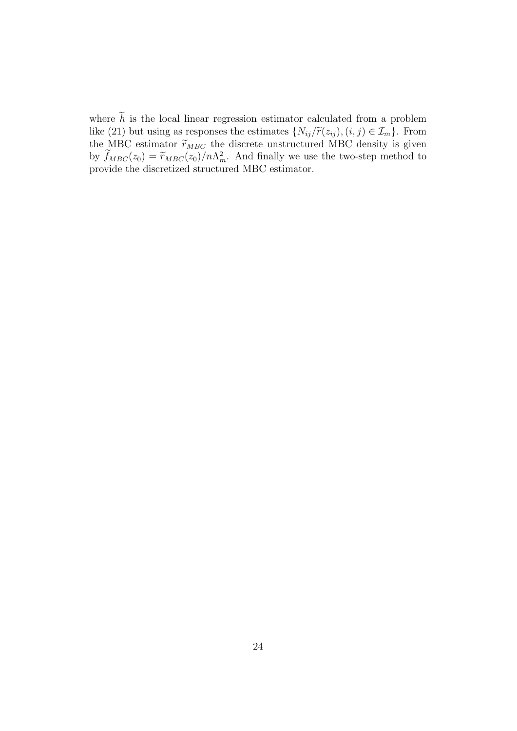where $\widetilde{h}$ is the local linear regression estimator calculated from a problem like (21) but using as responses the estimates $\{N_{ij}/\widetilde{r}(z_{ij}), (i,j) \in \mathcal{I}_m\}$. From the MBC estimator $\widetilde{r}_{MBC}$ the discrete unstructured MBC density is given by $\widetilde{f}_{MBC}(z_0) = \widetilde{r}_{MBC}(z_0)/n\Lambda_m^2$. And finally we use the two-step method to provide the discretized structured MBC estimator.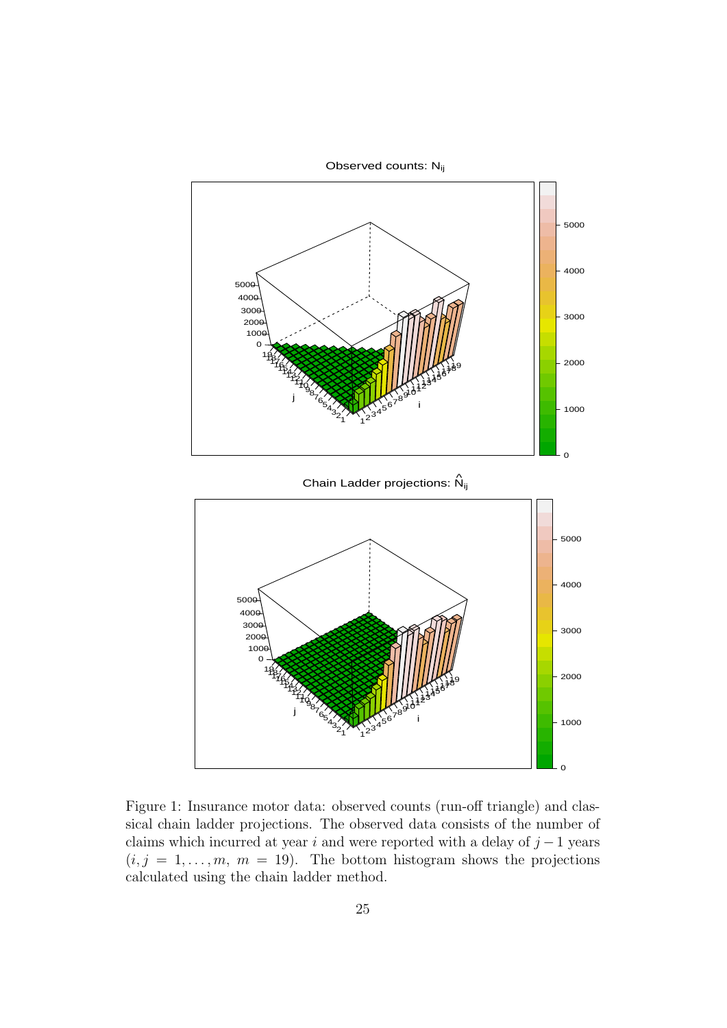Figure 1: Insurance motor data: observed counts (run-off triangle) and classical chain ladder projections. The observed data consists of the number of claims which incurred at year $i$ and were reported with a delay of $j-1$ years $(i, j = 1, \ldots, m,\ m = 19)$. The bottom histogram shows the projections calculated using the chain ladder method.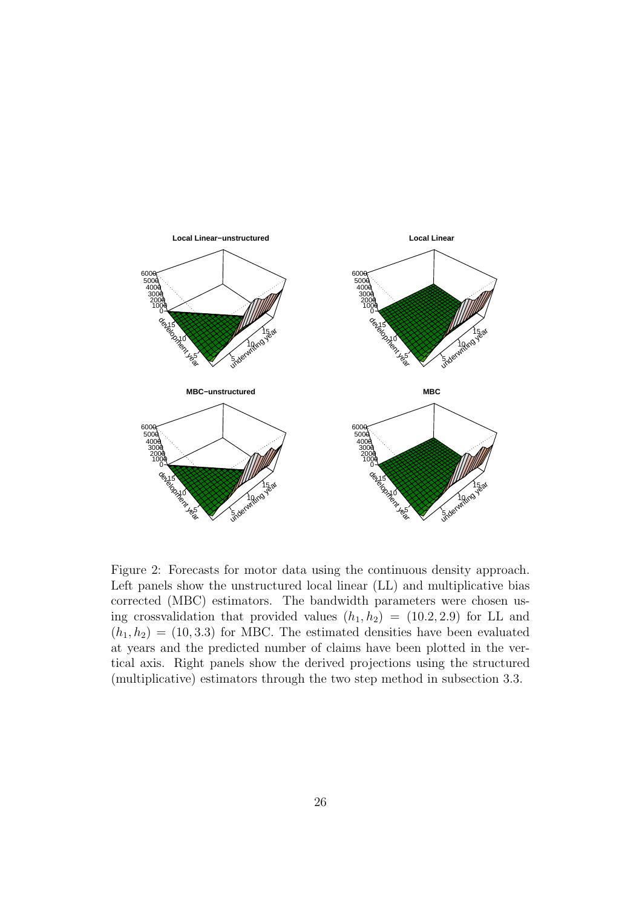Figure 2: Forecasts for motor data using the continuous density approach. Left panels show the unstructured local linear (LL) and multiplicative bias corrected (MBC) estimators. The bandwidth parameters were chosen using crossvalidation that provided values $(h_1, h_2) = (10.2, 2.9)$ for LL and $(h_1, h_2) = (10, 3.3)$ for MBC. The estimated densities have been evaluated at years and the predicted number of claims have been plotted in the vertical axis. Right panels show the derived projections using the structured (multiplicative) estimators through the two step method in subsection 3.3.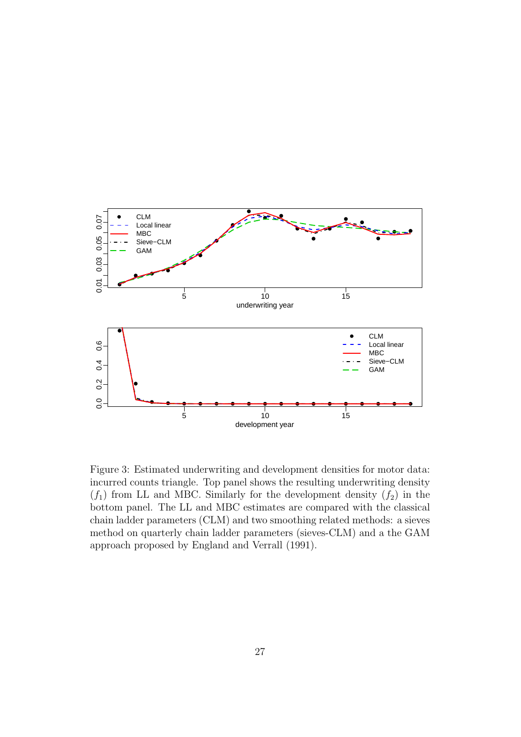Figure 3: Estimated underwriting and development densities for motor data: incurred counts triangle. Top panel shows the resulting underwriting density ($f_1$) from LL and MBC. Similarly for the development density ($f_2$) in the bottom panel. The LL and MBC estimates are compared with the classical chain ladder parameters (CLM) and two smoothing related methods: a sieves method on quarterly chain ladder parameters (sieves-CLM) and a the GAM approach proposed by England and Verrall (1991).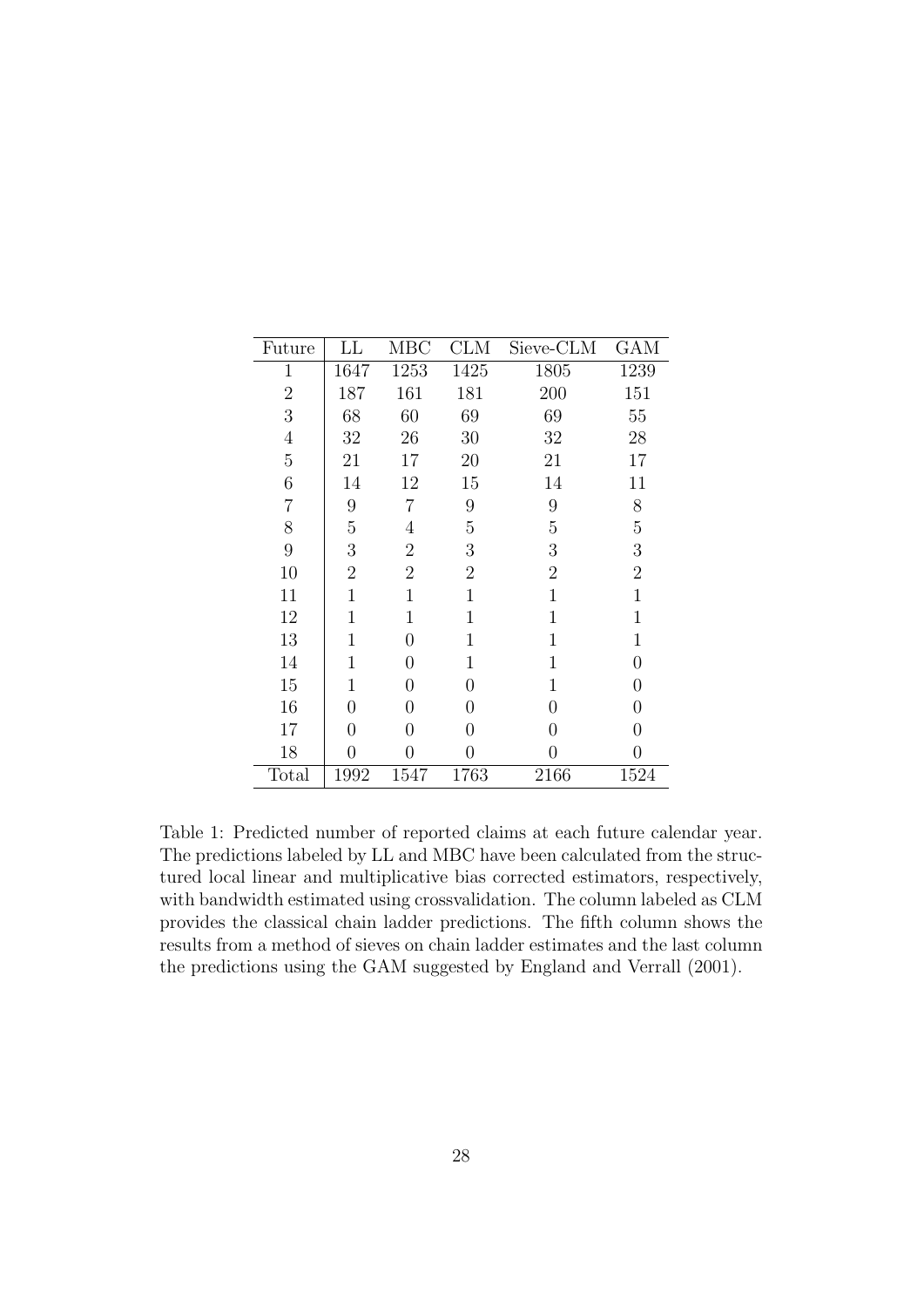| Future | LL | MBC | CLM | Sieve-CLM | GAM |
|---|---|---|---|---|---|
| 1 | 1647 | 1253 | 1425 | 1805 | 1239 |
| 2 | 187 | 161 | 181 | 200 | 151 |
| 3 | 68 | 60 | 69 | 69 | 55 |
| 4 | 32 | 26 | 30 | 32 | 28 |
| 5 | 21 | 17 | 20 | 21 | 17 |
| 6 | 14 | 12 | 15 | 14 | 11 |
| 7 | 9 | 7 | 9 | 9 | 8 |
| 8 | 5 | 4 | 5 | 5 | 5 |
| 9 | 3 | 2 | 3 | 3 | 3 |
| 10 | 2 | 2 | 2 | 2 | 2 |
| 11 | 1 | 1 | 1 | 1 | 1 |
| 12 | 1 | 1 | 1 | 1 | 1 |
| 13 | 1 | 0 | 1 | 1 | 1 |
| 14 | 1 | 0 | 1 | 1 | 0 |
| 15 | 1 | 0 | 0 | 1 | 0 |
| 16 | 0 | 0 | 0 | 0 | 0 |
| 17 | 0 | 0 | 0 | 0 | 0 |
| 18 | 0 | 0 | 0 | 0 | 0 |
| Total | 1992 | 1547 | 1763 | 2166 | 1524 |

Table 1: Predicted number of reported claims at each future calendar year. The predictions labeled by LL and MBC have been calculated from the structured local linear and multiplicative bias corrected estimators, respectively, with bandwidth estimated using crossvalidation. The column labeled as CLM provides the classical chain ladder predictions. The fifth column shows the results from a method of sieves on chain ladder estimates and the last column the predictions using the GAM suggested by England and Verrall (2001).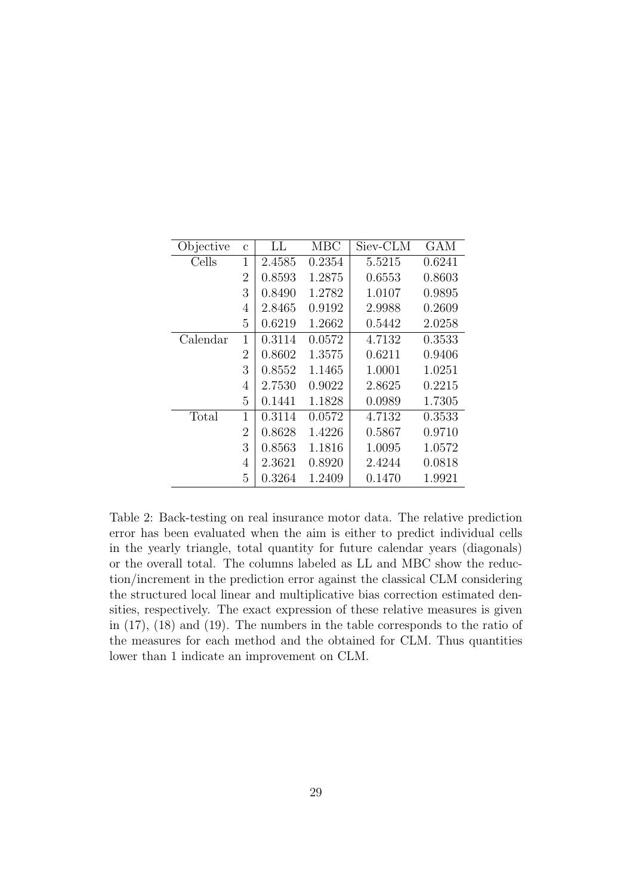| Objective | c | LL | MBC | Siev-CLM | GAM |
|---|---|---|---|---|---|
| Cells | 1 | 2.4585 | 0.2354 | 5.5215 | 0.6241 |
| | 2 | 0.8593 | 1.2875 | 0.6553 | 0.8603 |
| | 3 | 0.8490 | 1.2782 | 1.0107 | 0.9895 |
| | 4 | 2.8465 | 0.9192 | 2.9988 | 0.2609 |
| | 5 | 0.6219 | 1.2662 | 0.5442 | 2.0258 |
| Calendar | 1 | 0.3114 | 0.0572 | 4.7132 | 0.3533 |
| | 2 | 0.8602 | 1.3575 | 0.6211 | 0.9406 |
| | 3 | 0.8552 | 1.1465 | 1.0001 | 1.0251 |
| | 4 | 2.7530 | 0.9022 | 2.8625 | 0.2215 |
| | 5 | 0.1441 | 1.1828 | 0.0989 | 1.7305 |
| Total | 1 | 0.3114 | 0.0572 | 4.7132 | 0.3533 |
| | 2 | 0.8628 | 1.4226 | 0.5867 | 0.9710 |
| | 3 | 0.8563 | 1.1816 | 1.0095 | 1.0572 |
| | 4 | 2.3621 | 0.8920 | 2.4244 | 0.0818 |
| | 5 | 0.3264 | 1.2409 | 0.1470 | 1.9921 |

Table 2: Back-testing on real insurance motor data. The relative prediction error has been evaluated when the aim is either to predict individual cells in the yearly triangle, total quantity for future calendar years (diagonals) or the overall total. The columns labeled as LL and MBC show the reduction/increment in the prediction error against the classical CLM considering the structured local linear and multiplicative bias correction estimated densities, respectively. The exact expression of these relative measures is given in (17), (18) and (19). The numbers in the table corresponds to the ratio of the measures for each method and the obtained for CLM. Thus quantities lower than 1 indicate an improvement on CLM.